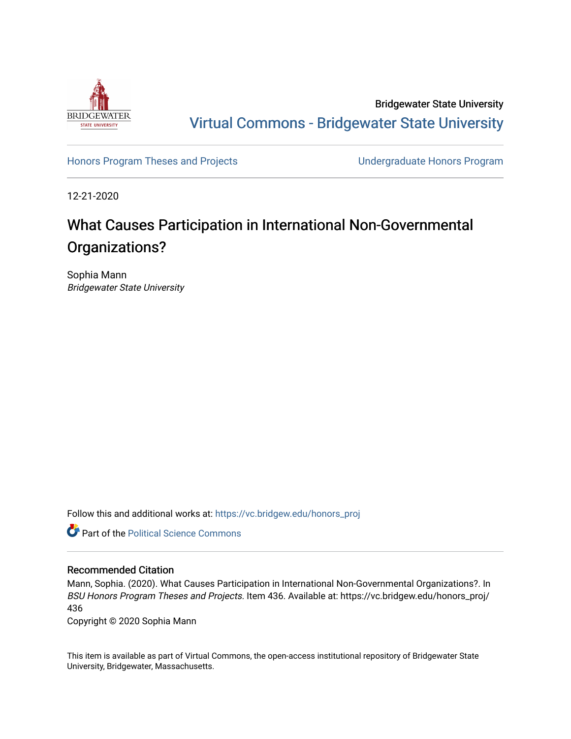Bridgewater State University

Virtual Commons - Bridgewater State University

Honors Program Theses and Projects

Undergraduate Honors Program

12-21-2020

# What Causes Participation in International Non-Governmental Organizations?

Sophia Mann
*Bridgewater State University*

Follow this and additional works at: https://vc.bridgew.edu/honors_proj

Part of the Political Science Commons

## Recommended Citation

Mann, Sophia. (2020). What Causes Participation in International Non-Governmental Organizations?. In *BSU Honors Program Theses and Projects.* Item 436. Available at: https://vc.bridgew.edu/honors_proj/436

Copyright © 2020 Sophia Mann

This item is available as part of Virtual Commons, the open-access institutional repository of Bridgewater State University, Bridgewater, Massachusetts.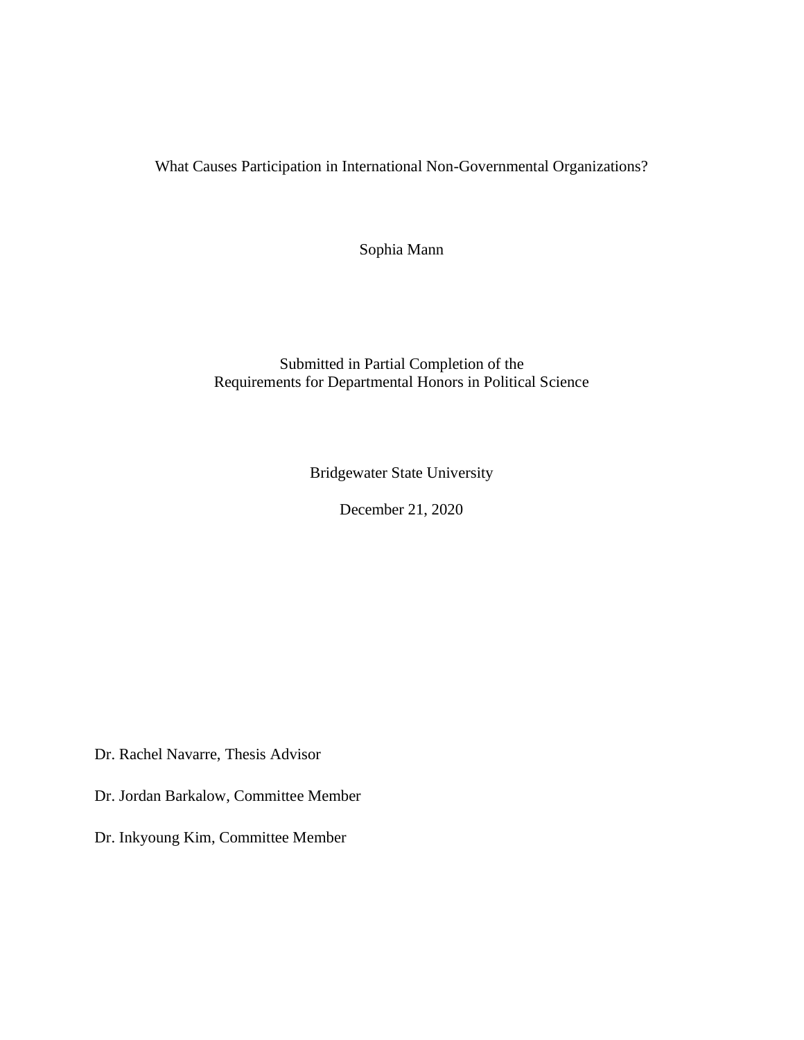# What Causes Participation in International Non-Governmental Organizations?

Sophia Mann

Submitted in Partial Completion of the
Requirements for Departmental Honors in Political Science

Bridgewater State University

December 21, 2020

Dr. Rachel Navarre, Thesis Advisor

Dr. Jordan Barkalow, Committee Member

Dr. Inkyoung Kim, Committee Member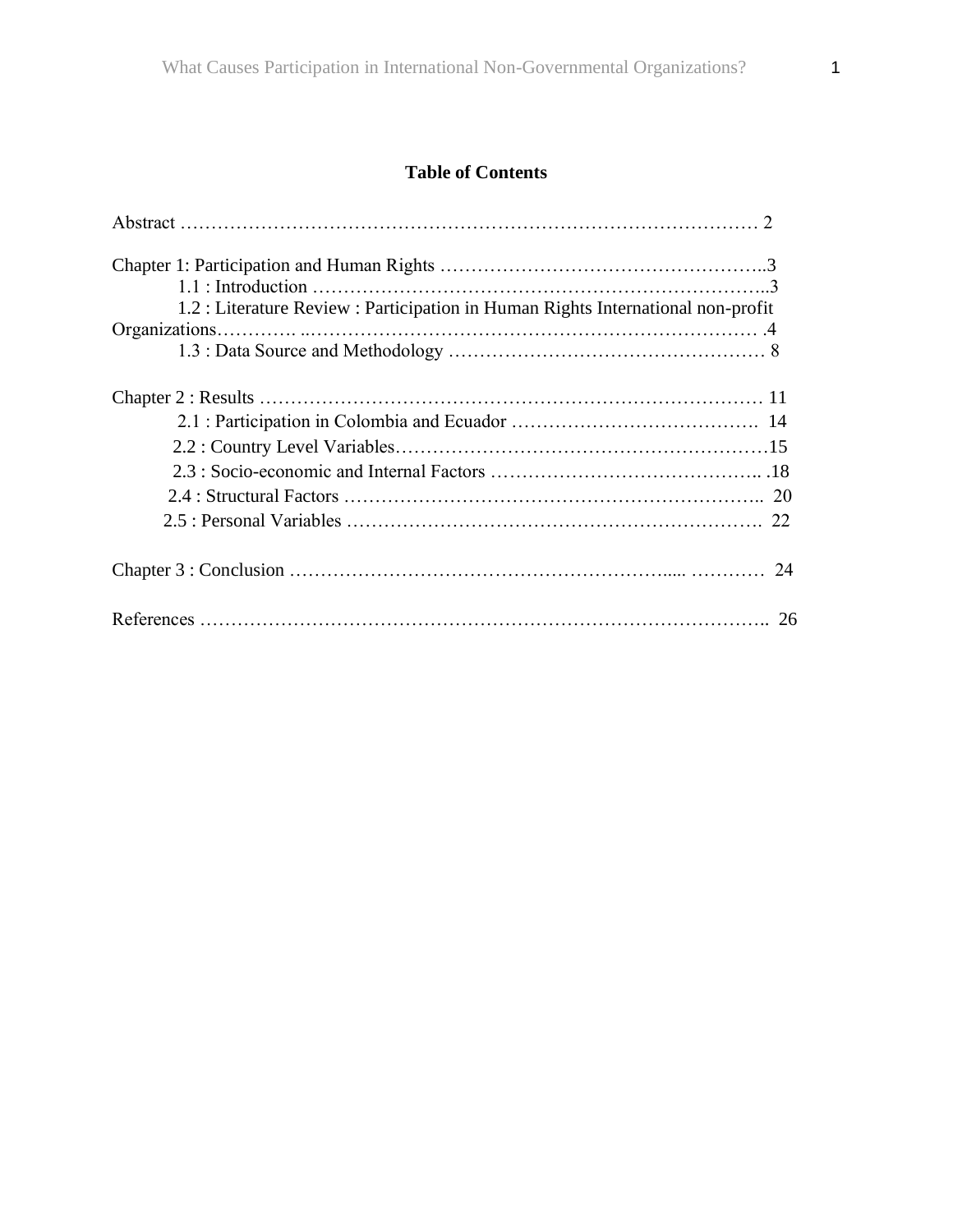**Table of Contents**

Abstract ………………………………………………………………………………… 2

Chapter 1: Participation and Human Rights ……………………………………………..3

1.1 : Introduction ………………………………………………………………..3

1.2 : Literature Review : Participation in Human Rights International non-profit Organizations…………. ..……………………………………………………………… .4

1.3 : Data Source and Methodology …………………………………………… 8

Chapter 2 : Results ……………………………………………………………………… 11

2.1 : Participation in Colombia and Ecuador …………………………………. 14

2.2 : Country Level Variables……………………………………………………15

2.3 : Socio-economic and Internal Factors …………………………………….. .18

2.4 : Structural Factors ………………………………………………………….. 20

2.5 : Personal Variables …………………………………………………………. 22

Chapter 3 : Conclusion …………………………………………………..... ………… 24

References ……………………………………………………………………………….. 26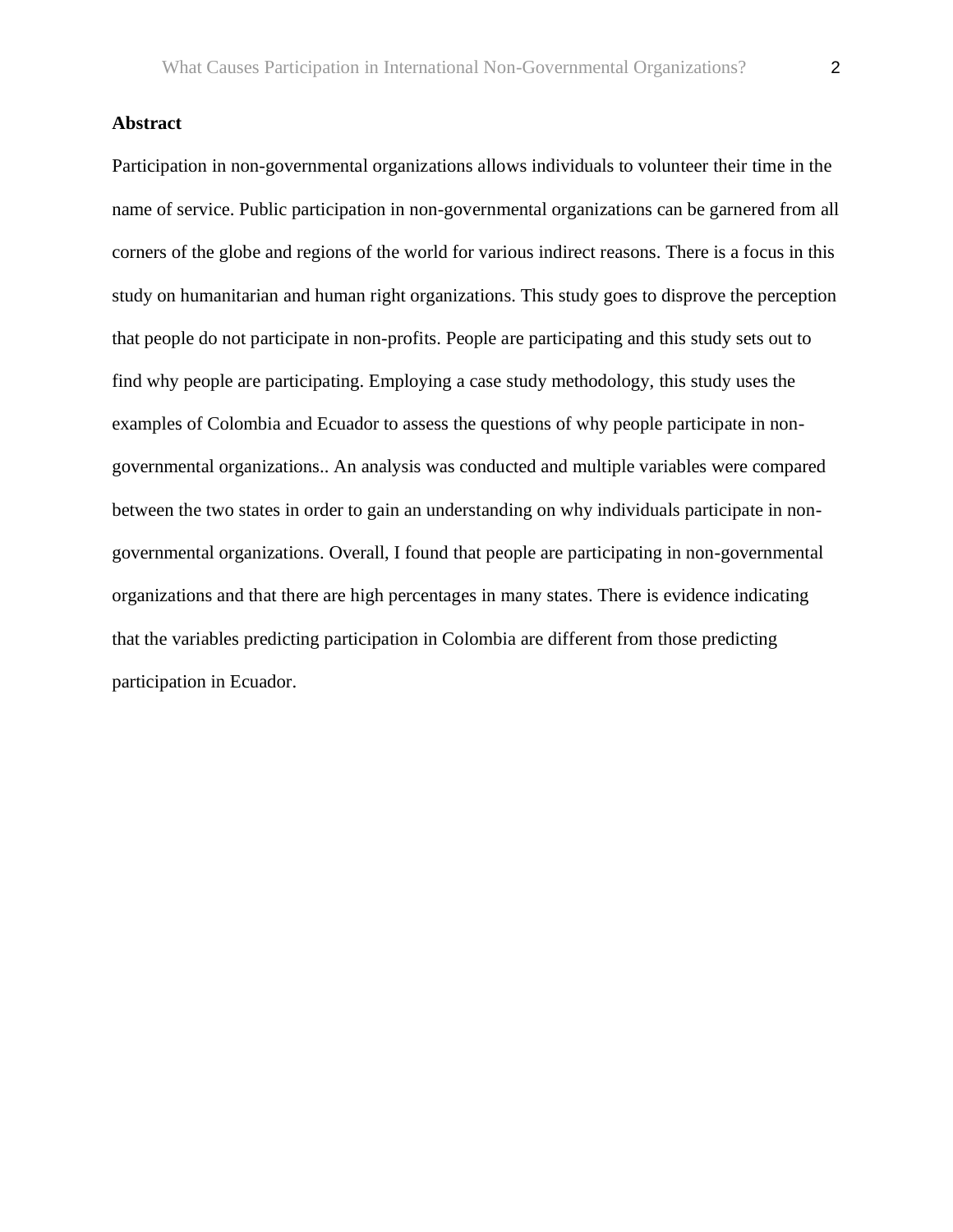**Abstract**

Participation in non-governmental organizations allows individuals to volunteer their time in the name of service. Public participation in non-governmental organizations can be garnered from all corners of the globe and regions of the world for various indirect reasons. There is a focus in this study on humanitarian and human right organizations. This study goes to disprove the perception that people do not participate in non-profits. People are participating and this study sets out to find why people are participating. Employing a case study methodology, this study uses the examples of Colombia and Ecuador to assess the questions of why people participate in non-governmental organizations.. An analysis was conducted and multiple variables were compared between the two states in order to gain an understanding on why individuals participate in non-governmental organizations. Overall, I found that people are participating in non-governmental organizations and that there are high percentages in many states. There is evidence indicating that the variables predicting participation in Colombia are different from those predicting participation in Ecuador.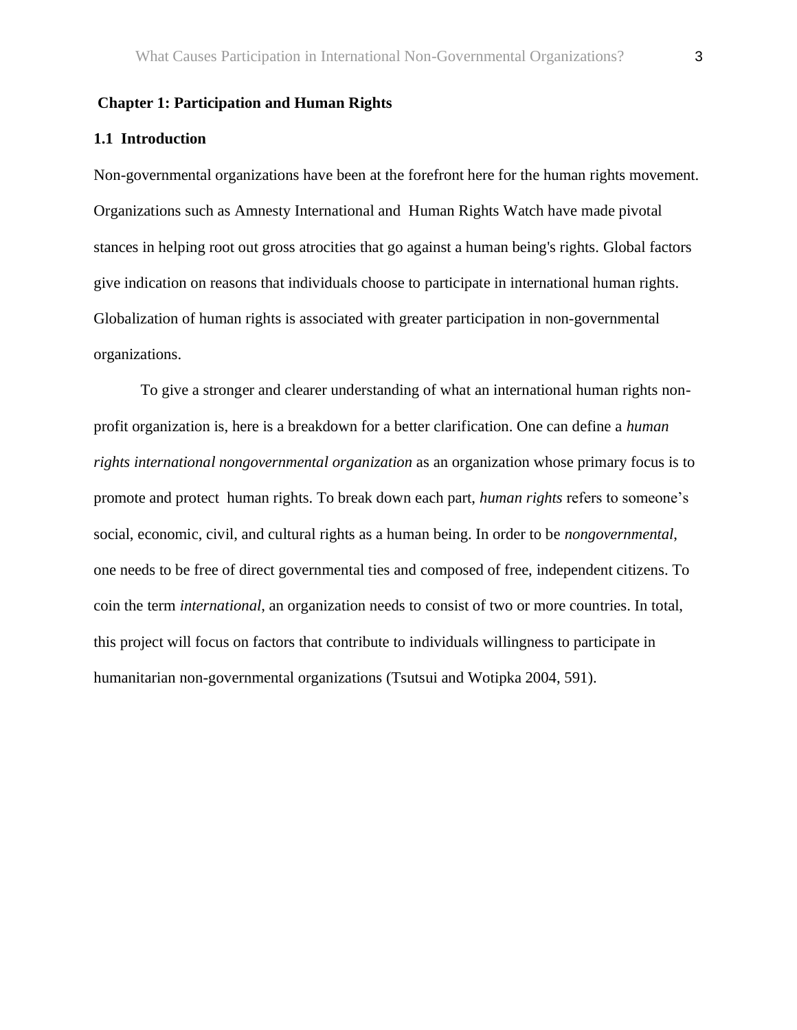## Chapter 1: Participation and Human Rights

### 1.1 Introduction

Non-governmental organizations have been at the forefront here for the human rights movement. Organizations such as Amnesty International and Human Rights Watch have made pivotal stances in helping root out gross atrocities that go against a human being's rights. Global factors give indication on reasons that individuals choose to participate in international human rights. Globalization of human rights is associated with greater participation in non-governmental organizations.

To give a stronger and clearer understanding of what an international human rights non-profit organization is, here is a breakdown for a better clarification. One can define a *human rights international nongovernmental organization* as an organization whose primary focus is to promote and protect human rights. To break down each part, *human rights* refers to someone's social, economic, civil, and cultural rights as a human being. In order to be *nongovernmental*, one needs to be free of direct governmental ties and composed of free, independent citizens. To coin the term *international*, an organization needs to consist of two or more countries. In total, this project will focus on factors that contribute to individuals willingness to participate in humanitarian non-governmental organizations (Tsutsui and Wotipka 2004, 591).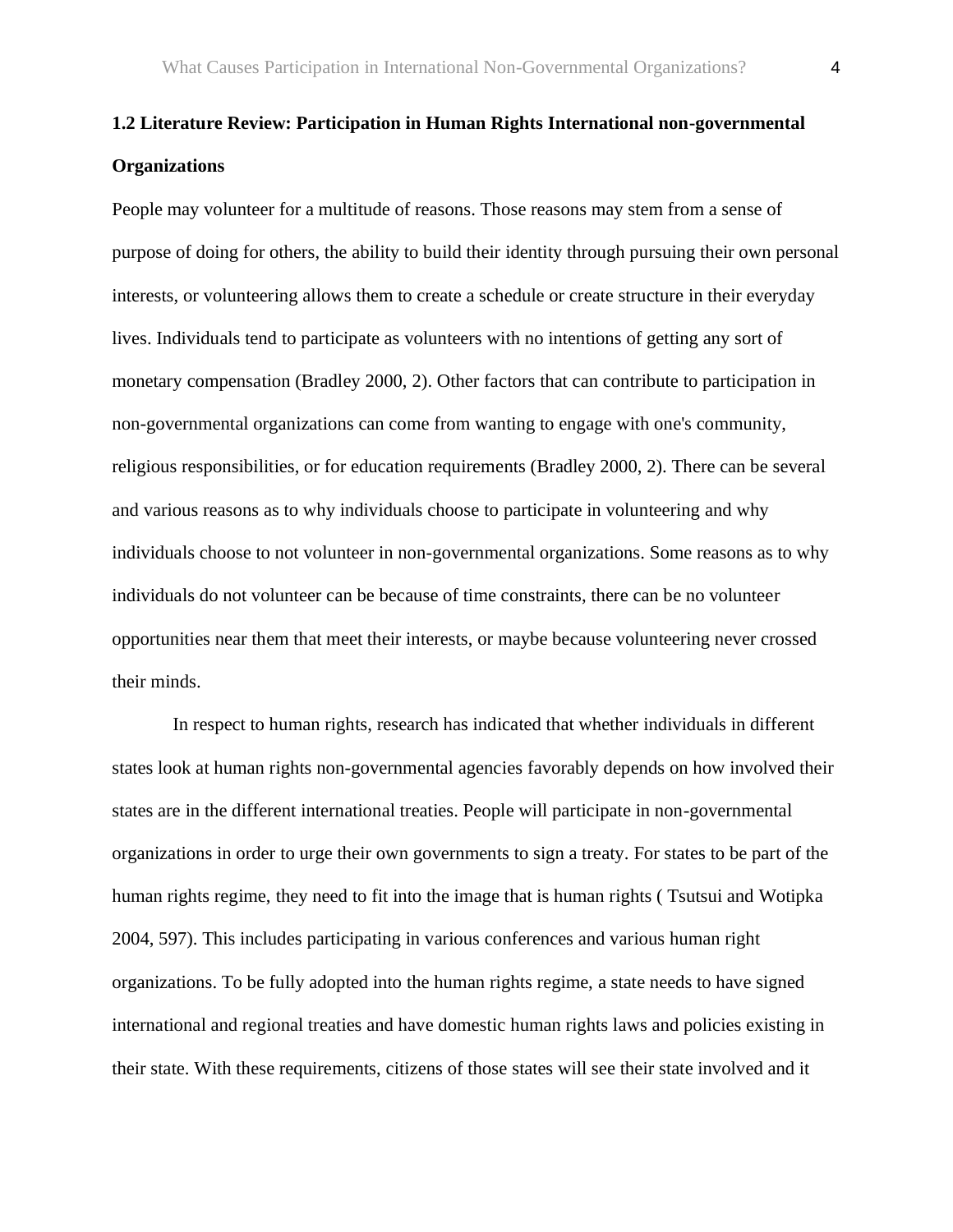## 1.2 Literature Review: Participation in Human Rights International non-governmental Organizations

People may volunteer for a multitude of reasons. Those reasons may stem from a sense of purpose of doing for others, the ability to build their identity through pursuing their own personal interests, or volunteering allows them to create a schedule or create structure in their everyday lives. Individuals tend to participate as volunteers with no intentions of getting any sort of monetary compensation (Bradley 2000, 2). Other factors that can contribute to participation in non-governmental organizations can come from wanting to engage with one's community, religious responsibilities, or for education requirements (Bradley 2000, 2). There can be several and various reasons as to why individuals choose to participate in volunteering and why individuals choose to not volunteer in non-governmental organizations. Some reasons as to why individuals do not volunteer can be because of time constraints, there can be no volunteer opportunities near them that meet their interests, or maybe because volunteering never crossed their minds.

In respect to human rights, research has indicated that whether individuals in different states look at human rights non-governmental agencies favorably depends on how involved their states are in the different international treaties. People will participate in non-governmental organizations in order to urge their own governments to sign a treaty. For states to be part of the human rights regime, they need to fit into the image that is human rights ( Tsutsui and Wotipka 2004, 597). This includes participating in various conferences and various human right organizations. To be fully adopted into the human rights regime, a state needs to have signed international and regional treaties and have domestic human rights laws and policies existing in their state. With these requirements, citizens of those states will see their state involved and it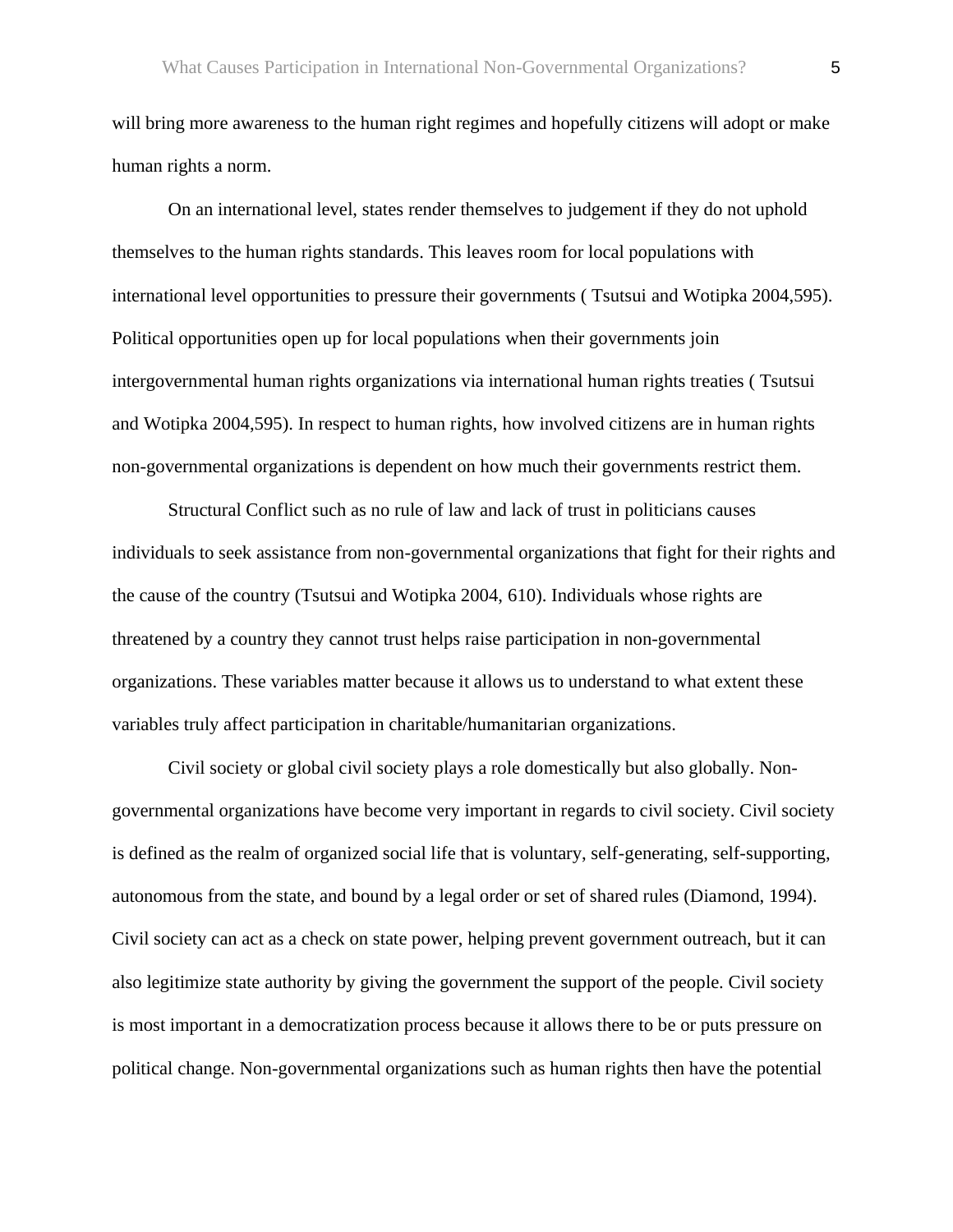will bring more awareness to the human right regimes and hopefully citizens will adopt or make human rights a norm.

On an international level, states render themselves to judgement if they do not uphold themselves to the human rights standards. This leaves room for local populations with international level opportunities to pressure their governments ( Tsutsui and Wotipka 2004,595). Political opportunities open up for local populations when their governments join intergovernmental human rights organizations via international human rights treaties ( Tsutsui and Wotipka 2004,595). In respect to human rights, how involved citizens are in human rights non-governmental organizations is dependent on how much their governments restrict them.

Structural Conflict such as no rule of law and lack of trust in politicians causes individuals to seek assistance from non-governmental organizations that fight for their rights and the cause of the country (Tsutsui and Wotipka 2004, 610). Individuals whose rights are threatened by a country they cannot trust helps raise participation in non-governmental organizations. These variables matter because it allows us to understand to what extent these variables truly affect participation in charitable/humanitarian organizations.

Civil society or global civil society plays a role domestically but also globally. Non-governmental organizations have become very important in regards to civil society. Civil society is defined as the realm of organized social life that is voluntary, self-generating, self-supporting, autonomous from the state, and bound by a legal order or set of shared rules (Diamond, 1994). Civil society can act as a check on state power, helping prevent government outreach, but it can also legitimize state authority by giving the government the support of the people. Civil society is most important in a democratization process because it allows there to be or puts pressure on political change. Non-governmental organizations such as human rights then have the potential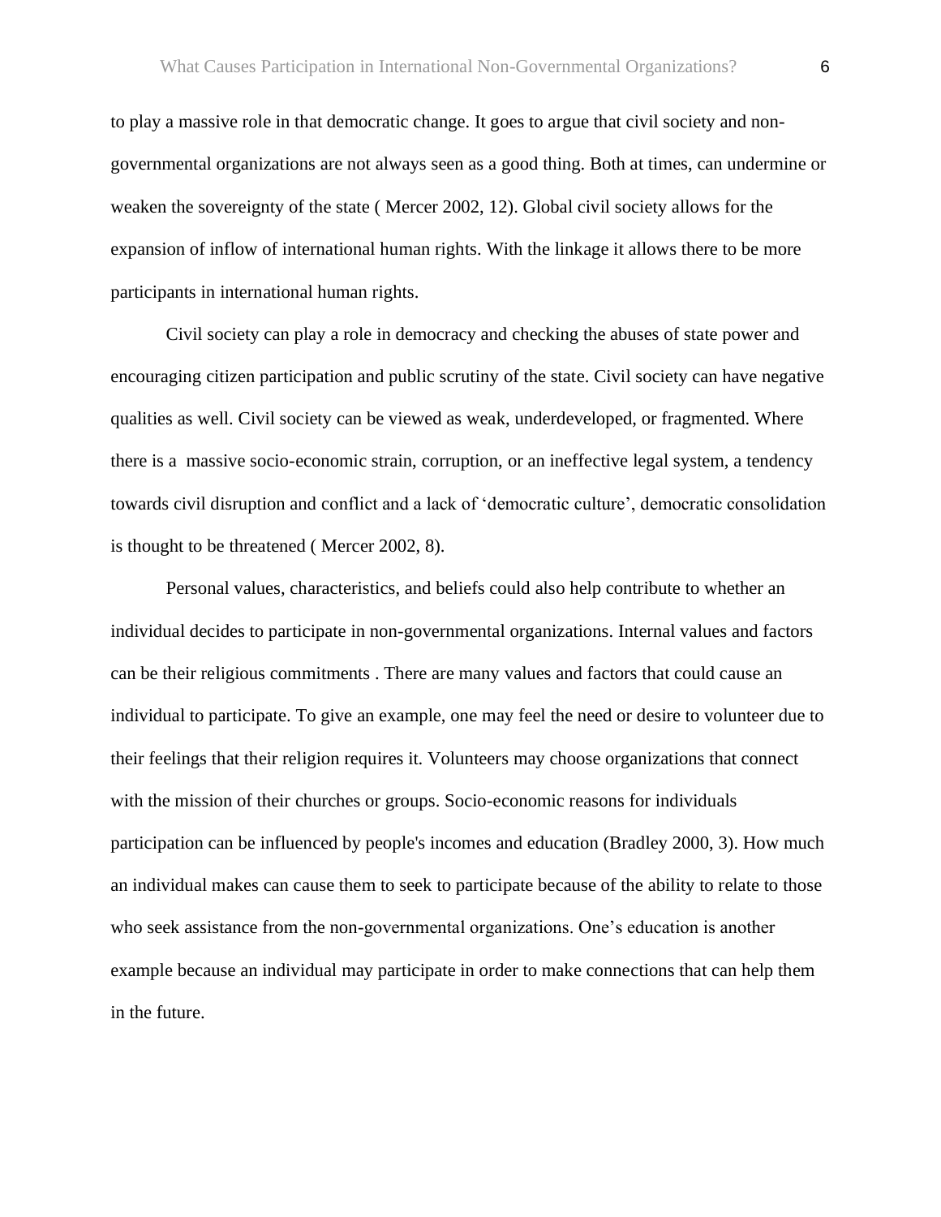to play a massive role in that democratic change. It goes to argue that civil society and non-governmental organizations are not always seen as a good thing. Both at times, can undermine or weaken the sovereignty of the state ( Mercer 2002, 12). Global civil society allows for the expansion of inflow of international human rights. With the linkage it allows there to be more participants in international human rights.

Civil society can play a role in democracy and checking the abuses of state power and encouraging citizen participation and public scrutiny of the state. Civil society can have negative qualities as well. Civil society can be viewed as weak, underdeveloped, or fragmented. Where there is a massive socio-economic strain, corruption, or an ineffective legal system, a tendency towards civil disruption and conflict and a lack of 'democratic culture', democratic consolidation is thought to be threatened ( Mercer 2002, 8).

Personal values, characteristics, and beliefs could also help contribute to whether an individual decides to participate in non-governmental organizations. Internal values and factors can be their religious commitments . There are many values and factors that could cause an individual to participate. To give an example, one may feel the need or desire to volunteer due to their feelings that their religion requires it. Volunteers may choose organizations that connect with the mission of their churches or groups. Socio-economic reasons for individuals participation can be influenced by people's incomes and education (Bradley 2000, 3). How much an individual makes can cause them to seek to participate because of the ability to relate to those who seek assistance from the non-governmental organizations. One's education is another example because an individual may participate in order to make connections that can help them in the future.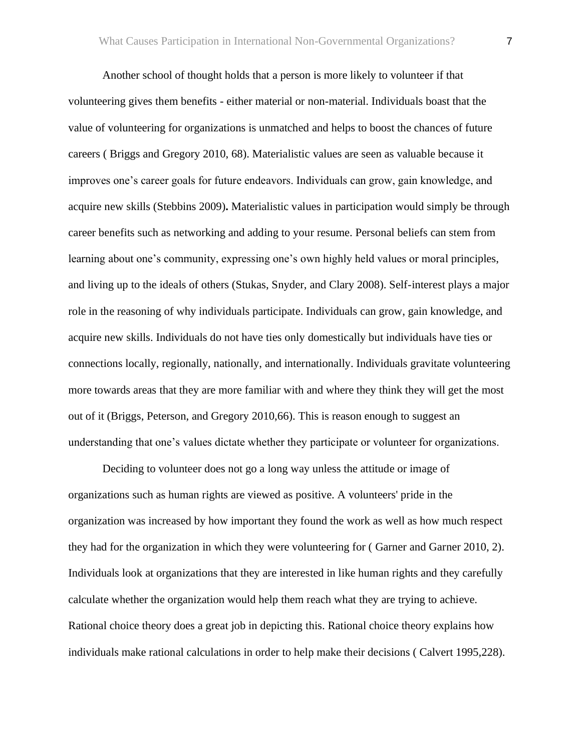Another school of thought holds that a person is more likely to volunteer if that volunteering gives them benefits - either material or non-material. Individuals boast that the value of volunteering for organizations is unmatched and helps to boost the chances of future careers ( Briggs and Gregory 2010, 68). Materialistic values are seen as valuable because it improves one's career goals for future endeavors. Individuals can grow, gain knowledge, and acquire new skills (Stebbins 2009)**.** Materialistic values in participation would simply be through career benefits such as networking and adding to your resume. Personal beliefs can stem from learning about one's community, expressing one's own highly held values or moral principles, and living up to the ideals of others (Stukas, Snyder, and Clary 2008). Self-interest plays a major role in the reasoning of why individuals participate. Individuals can grow, gain knowledge, and acquire new skills. Individuals do not have ties only domestically but individuals have ties or connections locally, regionally, nationally, and internationally. Individuals gravitate volunteering more towards areas that they are more familiar with and where they think they will get the most out of it (Briggs, Peterson, and Gregory 2010,66). This is reason enough to suggest an understanding that one's values dictate whether they participate or volunteer for organizations.

Deciding to volunteer does not go a long way unless the attitude or image of organizations such as human rights are viewed as positive. A volunteers' pride in the organization was increased by how important they found the work as well as how much respect they had for the organization in which they were volunteering for ( Garner and Garner 2010, 2). Individuals look at organizations that they are interested in like human rights and they carefully calculate whether the organization would help them reach what they are trying to achieve. Rational choice theory does a great job in depicting this. Rational choice theory explains how individuals make rational calculations in order to help make their decisions ( Calvert 1995,228).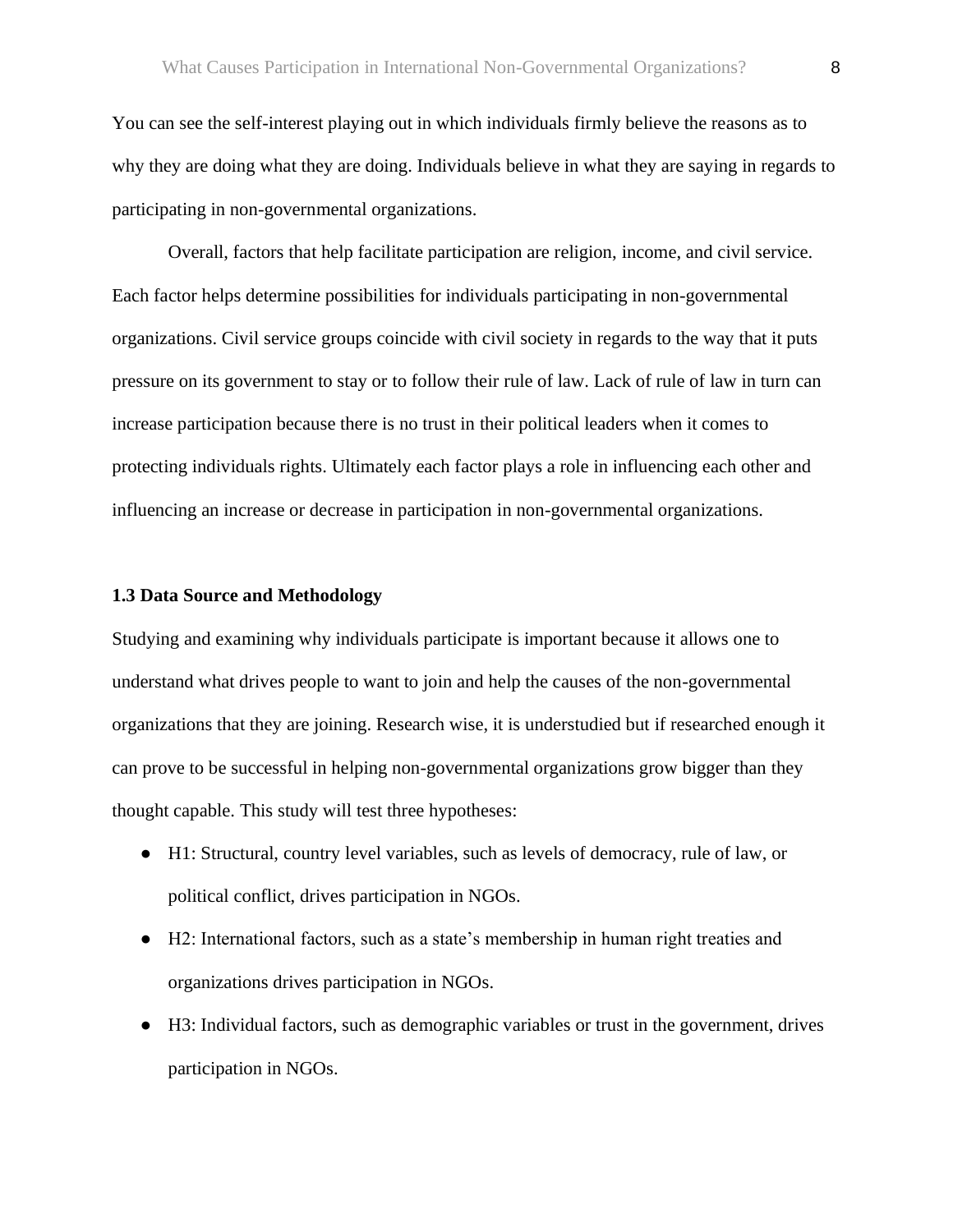You can see the self-interest playing out in which individuals firmly believe the reasons as to why they are doing what they are doing. Individuals believe in what they are saying in regards to participating in non-governmental organizations.

Overall, factors that help facilitate participation are religion, income, and civil service. Each factor helps determine possibilities for individuals participating in non-governmental organizations. Civil service groups coincide with civil society in regards to the way that it puts pressure on its government to stay or to follow their rule of law. Lack of rule of law in turn can increase participation because there is no trust in their political leaders when it comes to protecting individuals rights. Ultimately each factor plays a role in influencing each other and influencing an increase or decrease in participation in non-governmental organizations.

### 1.3 Data Source and Methodology

Studying and examining why individuals participate is important because it allows one to understand what drives people to want to join and help the causes of the non-governmental organizations that they are joining. Research wise, it is understudied but if researched enough it can prove to be successful in helping non-governmental organizations grow bigger than they thought capable. This study will test three hypotheses:

- H1: Structural, country level variables, such as levels of democracy, rule of law, or political conflict, drives participation in NGOs.
- H2: International factors, such as a state's membership in human right treaties and organizations drives participation in NGOs.
- H3: Individual factors, such as demographic variables or trust in the government, drives participation in NGOs.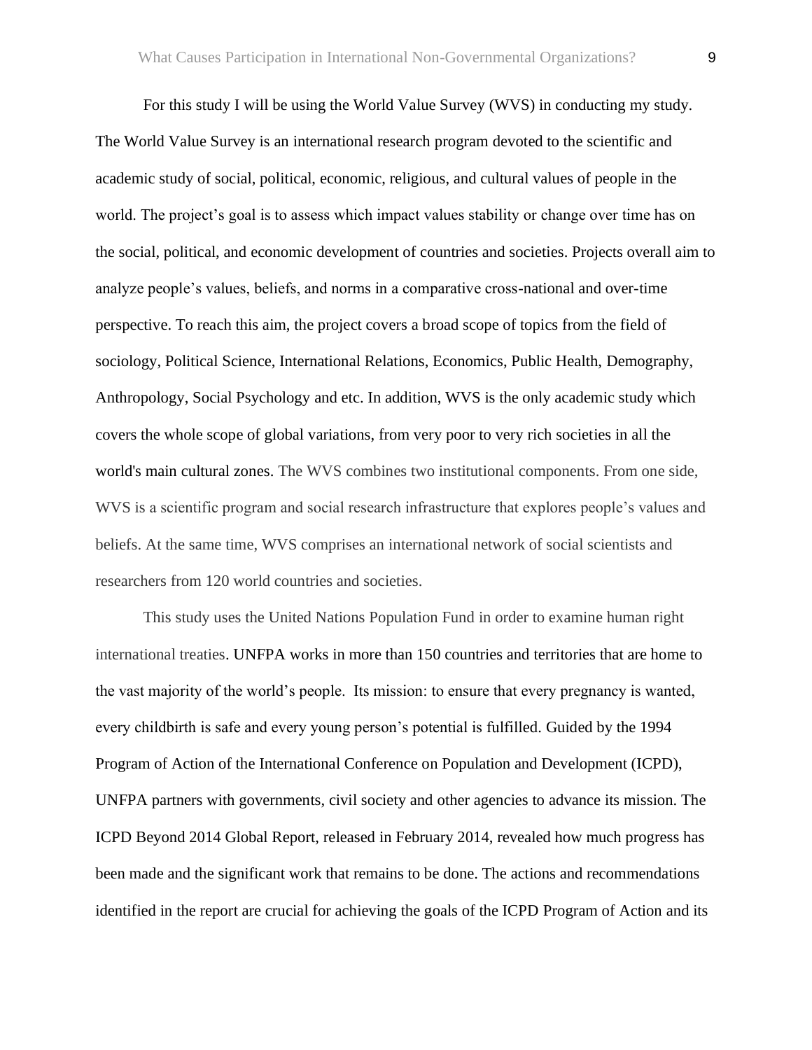For this study I will be using the World Value Survey (WVS) in conducting my study. The World Value Survey is an international research program devoted to the scientific and academic study of social, political, economic, religious, and cultural values of people in the world. The project's goal is to assess which impact values stability or change over time has on the social, political, and economic development of countries and societies. Projects overall aim to analyze people's values, beliefs, and norms in a comparative cross-national and over-time perspective. To reach this aim, the project covers a broad scope of topics from the field of sociology, Political Science, International Relations, Economics, Public Health, Demography, Anthropology, Social Psychology and etc. In addition, WVS is the only academic study which covers the whole scope of global variations, from very poor to very rich societies in all the world's main cultural zones. The WVS combines two institutional components. From one side, WVS is a scientific program and social research infrastructure that explores people's values and beliefs. At the same time, WVS comprises an international network of social scientists and researchers from 120 world countries and societies.

This study uses the United Nations Population Fund in order to examine human right international treaties. UNFPA works in more than 150 countries and territories that are home to the vast majority of the world's people. Its mission: to ensure that every pregnancy is wanted, every childbirth is safe and every young person's potential is fulfilled. Guided by the 1994 Program of Action of the International Conference on Population and Development (ICPD), UNFPA partners with governments, civil society and other agencies to advance its mission. The ICPD Beyond 2014 Global Report, released in February 2014, revealed how much progress has been made and the significant work that remains to be done. The actions and recommendations identified in the report are crucial for achieving the goals of the ICPD Program of Action and its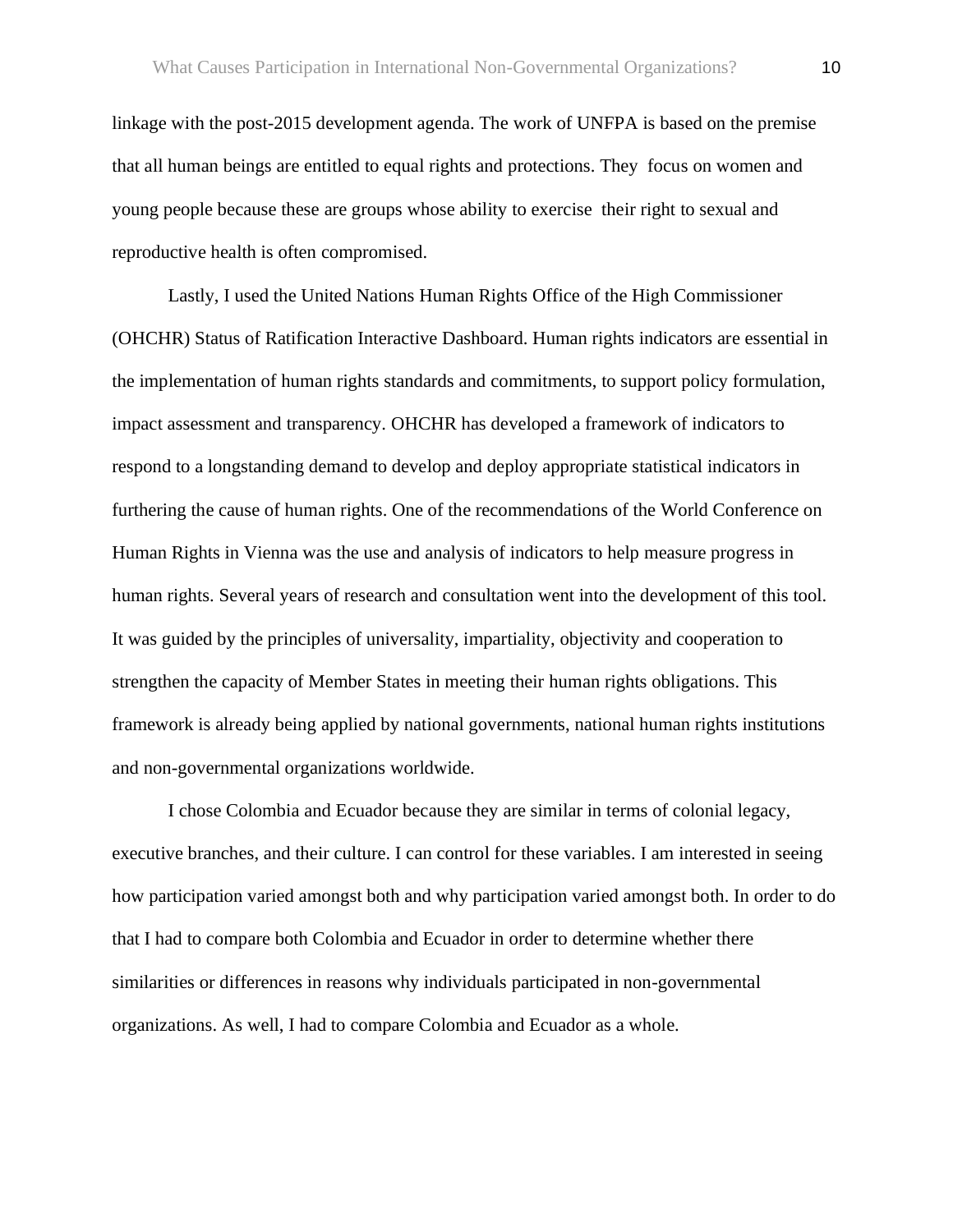linkage with the post-2015 development agenda. The work of UNFPA is based on the premise that all human beings are entitled to equal rights and protections. They focus on women and young people because these are groups whose ability to exercise their right to sexual and reproductive health is often compromised.

Lastly, I used the United Nations Human Rights Office of the High Commissioner (OHCHR) Status of Ratification Interactive Dashboard. Human rights indicators are essential in the implementation of human rights standards and commitments, to support policy formulation, impact assessment and transparency. OHCHR has developed a framework of indicators to respond to a longstanding demand to develop and deploy appropriate statistical indicators in furthering the cause of human rights. One of the recommendations of the World Conference on Human Rights in Vienna was the use and analysis of indicators to help measure progress in human rights. Several years of research and consultation went into the development of this tool. It was guided by the principles of universality, impartiality, objectivity and cooperation to strengthen the capacity of Member States in meeting their human rights obligations. This framework is already being applied by national governments, national human rights institutions and non-governmental organizations worldwide.

I chose Colombia and Ecuador because they are similar in terms of colonial legacy, executive branches, and their culture. I can control for these variables. I am interested in seeing how participation varied amongst both and why participation varied amongst both. In order to do that I had to compare both Colombia and Ecuador in order to determine whether there similarities or differences in reasons why individuals participated in non-governmental organizations. As well, I had to compare Colombia and Ecuador as a whole.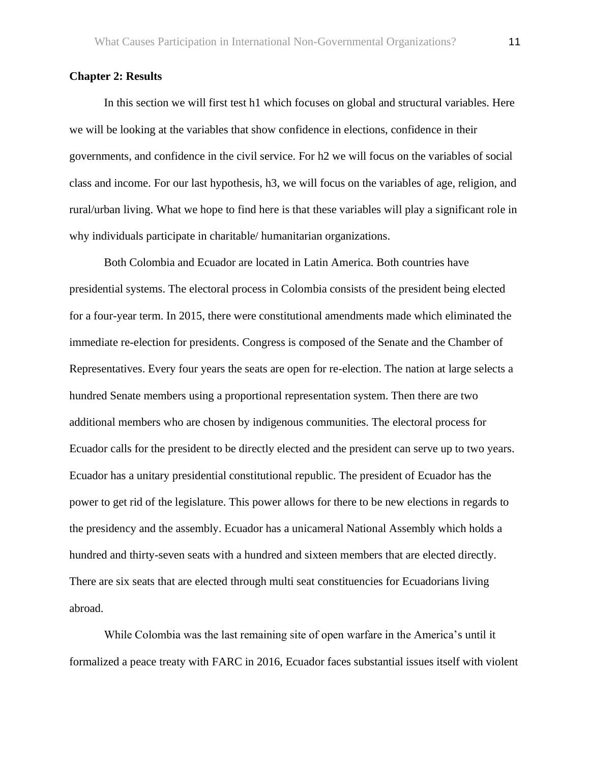**Chapter 2: Results**

In this section we will first test h1 which focuses on global and structural variables. Here we will be looking at the variables that show confidence in elections, confidence in their governments, and confidence in the civil service. For h2 we will focus on the variables of social class and income. For our last hypothesis, h3, we will focus on the variables of age, religion, and rural/urban living. What we hope to find here is that these variables will play a significant role in why individuals participate in charitable/ humanitarian organizations.

Both Colombia and Ecuador are located in Latin America. Both countries have presidential systems. The electoral process in Colombia consists of the president being elected for a four-year term. In 2015, there were constitutional amendments made which eliminated the immediate re-election for presidents. Congress is composed of the Senate and the Chamber of Representatives. Every four years the seats are open for re-election. The nation at large selects a hundred Senate members using a proportional representation system. Then there are two additional members who are chosen by indigenous communities. The electoral process for Ecuador calls for the president to be directly elected and the president can serve up to two years. Ecuador has a unitary presidential constitutional republic. The president of Ecuador has the power to get rid of the legislature. This power allows for there to be new elections in regards to the presidency and the assembly. Ecuador has a unicameral National Assembly which holds a hundred and thirty-seven seats with a hundred and sixteen members that are elected directly. There are six seats that are elected through multi seat constituencies for Ecuadorians living abroad.

While Colombia was the last remaining site of open warfare in the America's until it formalized a peace treaty with FARC in 2016, Ecuador faces substantial issues itself with violent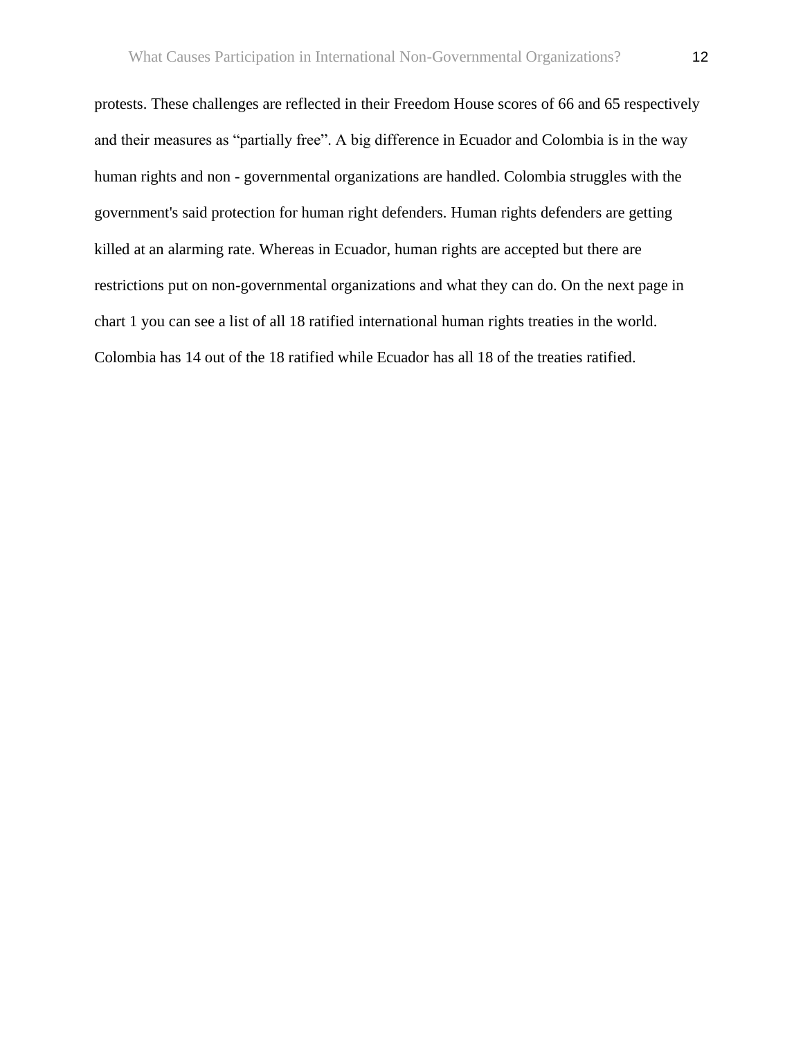protests. These challenges are reflected in their Freedom House scores of 66 and 65 respectively and their measures as "partially free". A big difference in Ecuador and Colombia is in the way human rights and non - governmental organizations are handled. Colombia struggles with the government's said protection for human right defenders. Human rights defenders are getting killed at an alarming rate. Whereas in Ecuador, human rights are accepted but there are restrictions put on non-governmental organizations and what they can do. On the next page in chart 1 you can see a list of all 18 ratified international human rights treaties in the world. Colombia has 14 out of the 18 ratified while Ecuador has all 18 of the treaties ratified.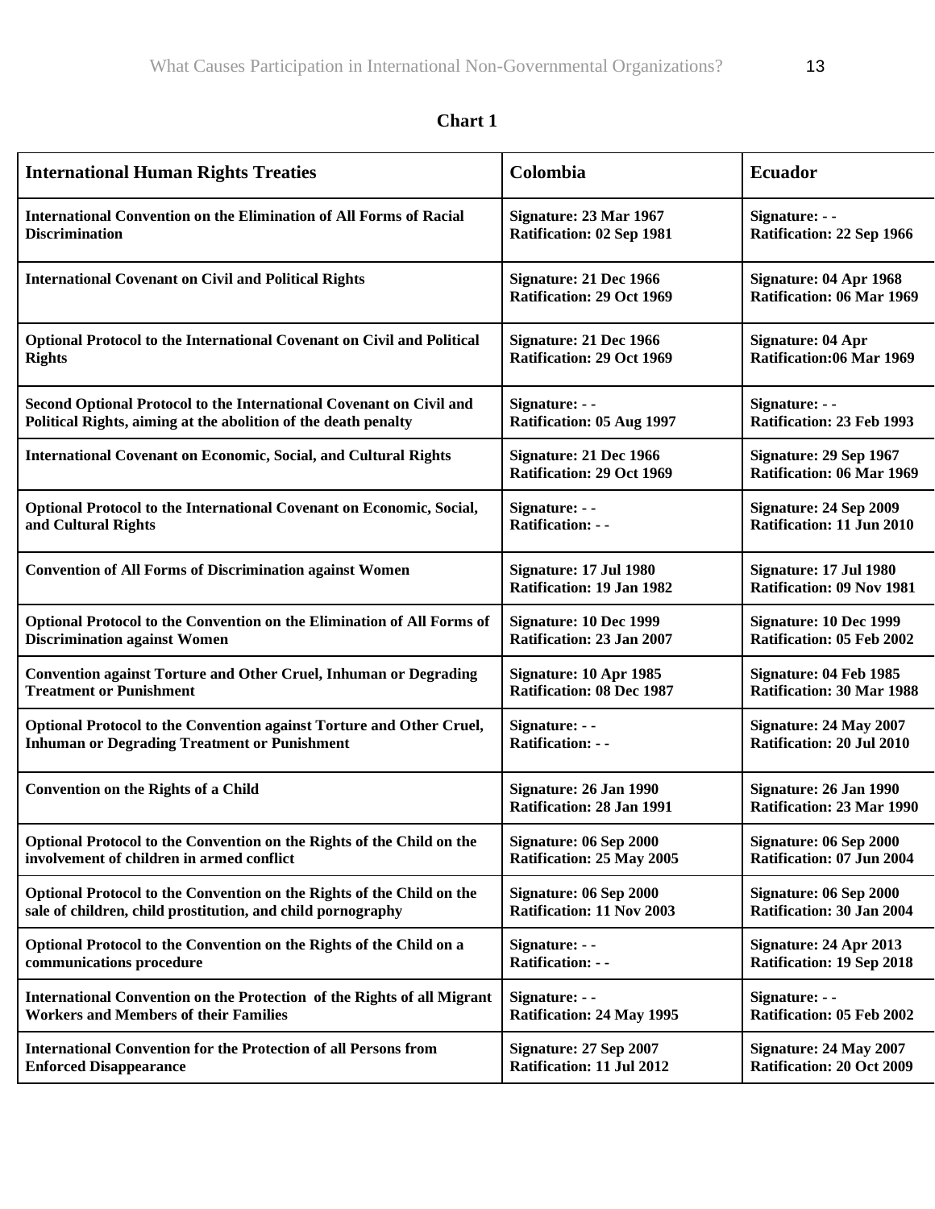**Chart 1**

| International Human Rights Treaties | Colombia | Ecuador |
|---|---|---|
| International Convention on the Elimination of All Forms of Racial Discrimination | Signature: 23 Mar 1967<br>Ratification: 02 Sep 1981 | Signature: - -<br>Ratification: 22 Sep 1966 |
| International Covenant on Civil and Political Rights | Signature: 21 Dec 1966<br>Ratification: 29 Oct 1969 | Signature: 04 Apr 1968<br>Ratification: 06 Mar 1969 |
| Optional Protocol to the International Covenant on Civil and Political Rights | Signature: 21 Dec 1966<br>Ratification: 29 Oct 1969 | Signature: 04 Apr<br>Ratification:06 Mar 1969 |
| Second Optional Protocol to the International Covenant on Civil and Political Rights, aiming at the abolition of the death penalty | Signature: - -<br>Ratification: 05 Aug 1997 | Signature: - -<br>Ratification: 23 Feb 1993 |
| International Covenant on Economic, Social, and Cultural Rights | Signature: 21 Dec 1966<br>Ratification: 29 Oct 1969 | Signature: 29 Sep 1967<br>Ratification: 06 Mar 1969 |
| Optional Protocol to the International Covenant on Economic, Social, and Cultural Rights | Signature: - -<br>Ratification: - - | Signature: 24 Sep 2009<br>Ratification: 11 Jun 2010 |
| Convention of All Forms of Discrimination against Women | Signature: 17 Jul 1980<br>Ratification: 19 Jan 1982 | Signature: 17 Jul 1980<br>Ratification: 09 Nov 1981 |
| Optional Protocol to the Convention on the Elimination of All Forms of Discrimination against Women | Signature: 10 Dec 1999<br>Ratification: 23 Jan 2007 | Signature: 10 Dec 1999<br>Ratification: 05 Feb 2002 |
| Convention against Torture and Other Cruel, Inhuman or Degrading Treatment or Punishment | Signature: 10 Apr 1985<br>Ratification: 08 Dec 1987 | Signature: 04 Feb 1985<br>Ratification: 30 Mar 1988 |
| Optional Protocol to the Convention against Torture and Other Cruel, Inhuman or Degrading Treatment or Punishment | Signature: - -<br>Ratification: - - | Signature: 24 May 2007<br>Ratification: 20 Jul 2010 |
| Convention on the Rights of a Child | Signature: 26 Jan 1990<br>Ratification: 28 Jan 1991 | Signature: 26 Jan 1990<br>Ratification: 23 Mar 1990 |
| Optional Protocol to the Convention on the Rights of the Child on the involvement of children in armed conflict | Signature: 06 Sep 2000<br>Ratification: 25 May 2005 | Signature: 06 Sep 2000<br>Ratification: 07 Jun 2004 |
| Optional Protocol to the Convention on the Rights of the Child on the sale of children, child prostitution, and child pornography | Signature: 06 Sep 2000<br>Ratification: 11 Nov 2003 | Signature: 06 Sep 2000<br>Ratification: 30 Jan 2004 |
| Optional Protocol to the Convention on the Rights of the Child on a communications procedure | Signature: - -<br>Ratification: - - | Signature: 24 Apr 2013<br>Ratification: 19 Sep 2018 |
| International Convention on the Protection of the Rights of all Migrant Workers and Members of their Families | Signature: - -<br>Ratification: 24 May 1995 | Signature: - -<br>Ratification: 05 Feb 2002 |
| International Convention for the Protection of all Persons from Enforced Disappearance | Signature: 27 Sep 2007<br>Ratification: 11 Jul 2012 | Signature: 24 May 2007<br>Ratification: 20 Oct 2009 |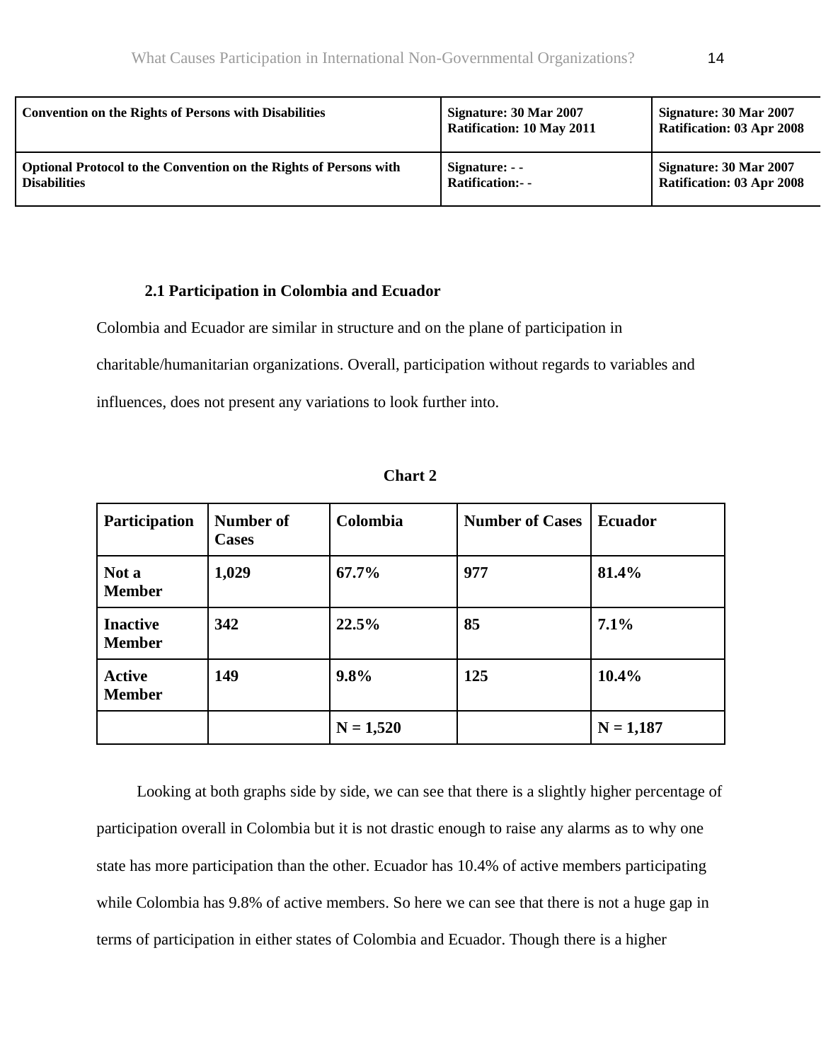| Convention on the Rights of Persons with Disabilities | Signature: 30 Mar 2007<br>Ratification: 10 May 2011 | Signature: 30 Mar 2007<br>Ratification: 03 Apr 2008 |
|---|---|---|
| Optional Protocol to the Convention on the Rights of Persons with Disabilities | Signature: - -<br>Ratification:- - | Signature: 30 Mar 2007<br>Ratification: 03 Apr 2008 |

### 2.1 Participation in Colombia and Ecuador

Colombia and Ecuador are similar in structure and on the plane of participation in charitable/humanitarian organizations. Overall, participation without regards to variables and influences, does not present any variations to look further into.

**Chart 2**

| Participation | Number of Cases | Colombia | Number of Cases | Ecuador |
|---|---|---|---|---|
| **Not a Member** | **1,029** | **67.7%** | **977** | **81.4%** |
| **Inactive Member** | **342** | **22.5%** | **85** | **7.1%** |
| **Active Member** | **149** | **9.8%** | **125** | **10.4%** |
| | | **N = 1,520** | | **N = 1,187** |

Looking at both graphs side by side, we can see that there is a slightly higher percentage of participation overall in Colombia but it is not drastic enough to raise any alarms as to why one state has more participation than the other. Ecuador has 10.4% of active members participating while Colombia has 9.8% of active members. So here we can see that there is not a huge gap in terms of participation in either states of Colombia and Ecuador. Though there is a higher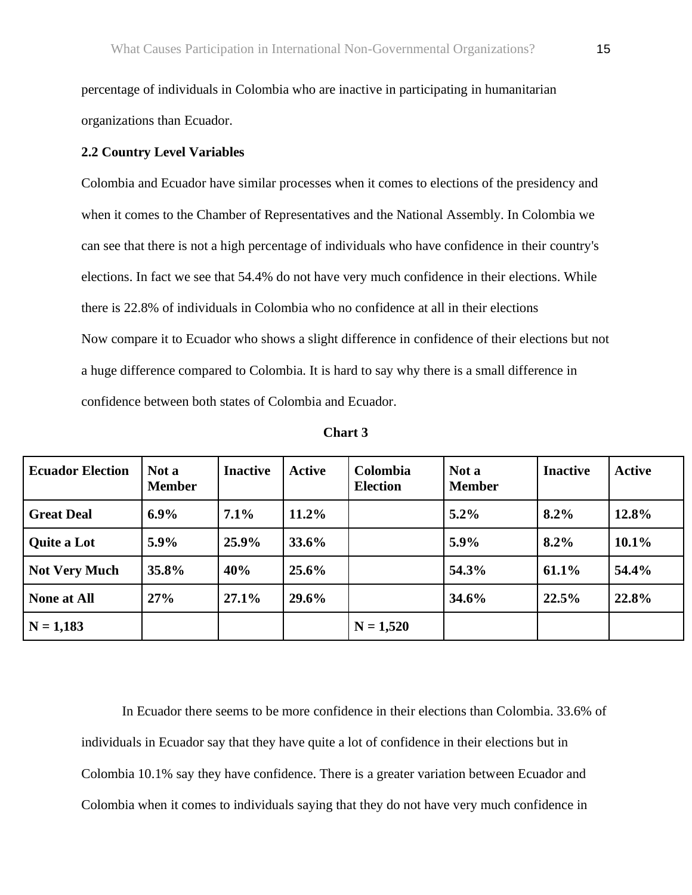percentage of individuals in Colombia who are inactive in participating in humanitarian organizations than Ecuador.

**2.2 Country Level Variables**

Colombia and Ecuador have similar processes when it comes to elections of the presidency and when it comes to the Chamber of Representatives and the National Assembly. In Colombia we can see that there is not a high percentage of individuals who have confidence in their country's elections. In fact we see that 54.4% do not have very much confidence in their elections. While there is 22.8% of individuals in Colombia who no confidence at all in their elections
Now compare it to Ecuador who shows a slight difference in confidence of their elections but not a huge difference compared to Colombia. It is hard to say why there is a small difference in confidence between both states of Colombia and Ecuador.

**Chart 3**

| **Ecuador Election** | **Not a Member** | **Inactive** | **Active** | **Colombia Election** | **Not a Member** | **Inactive** | **Active** |
|---|---|---|---|---|---|---|---|
| **Great Deal** | **6.9%** | **7.1%** | **11.2%** | | **5.2%** | **8.2%** | **12.8%** |
| **Quite a Lot** | **5.9%** | **25.9%** | **33.6%** | | **5.9%** | **8.2%** | **10.1%** |
| **Not Very Much** | **35.8%** | **40%** | **25.6%** | | **54.3%** | **61.1%** | **54.4%** |
| **None at All** | **27%** | **27.1%** | **29.6%** | | **34.6%** | **22.5%** | **22.8%** |
| **N = 1,183** | | | | **N = 1,520** | | | |

In Ecuador there seems to be more confidence in their elections than Colombia. 33.6% of individuals in Ecuador say that they have quite a lot of confidence in their elections but in Colombia 10.1% say they have confidence. There is a greater variation between Ecuador and Colombia when it comes to individuals saying that they do not have very much confidence in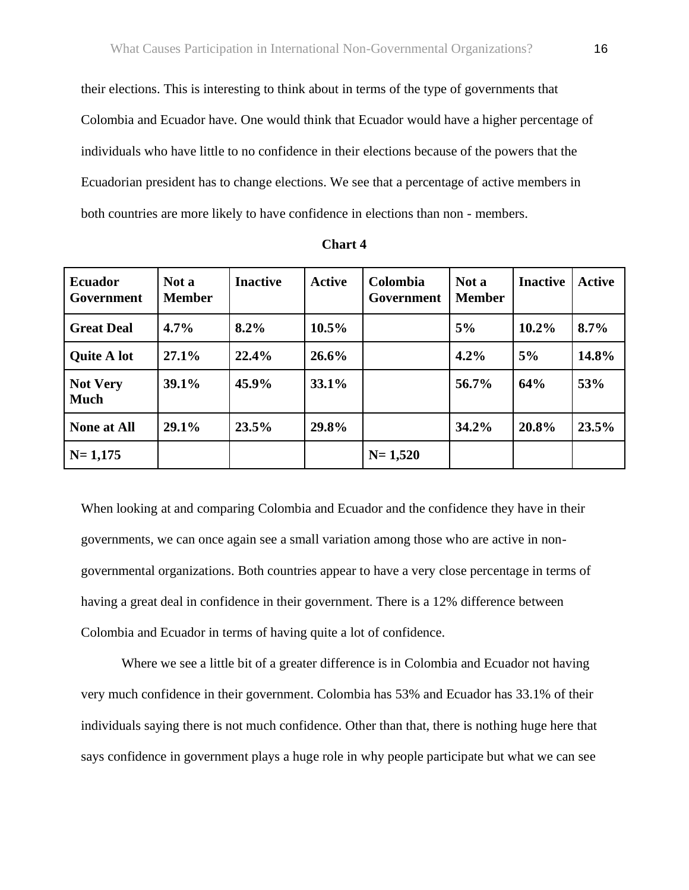their elections. This is interesting to think about in terms of the type of governments that Colombia and Ecuador have. One would think that Ecuador would have a higher percentage of individuals who have little to no confidence in their elections because of the powers that the Ecuadorian president has to change elections. We see that a percentage of active members in both countries are more likely to have confidence in elections than non - members.

**Chart 4**

| Ecuador Government | Not a Member | Inactive | Active | Colombia Government | Not a Member | Inactive | Active |
|---|---|---|---|---|---|---|---|
| **Great Deal** | **4.7%** | **8.2%** | **10.5%** | | **5%** | **10.2%** | **8.7%** |
| **Quite A lot** | **27.1%** | **22.4%** | **26.6%** | | **4.2%** | **5%** | **14.8%** |
| **Not Very Much** | **39.1%** | **45.9%** | **33.1%** | | **56.7%** | **64%** | **53%** |
| **None at All** | **29.1%** | **23.5%** | **29.8%** | | **34.2%** | **20.8%** | **23.5%** |
| **N= 1,175** | | | | **N= 1,520** | | | |

When looking at and comparing Colombia and Ecuador and the confidence they have in their governments, we can once again see a small variation among those who are active in non-governmental organizations. Both countries appear to have a very close percentage in terms of having a great deal in confidence in their government. There is a 12% difference between Colombia and Ecuador in terms of having quite a lot of confidence.

Where we see a little bit of a greater difference is in Colombia and Ecuador not having very much confidence in their government. Colombia has 53% and Ecuador has 33.1% of their individuals saying there is not much confidence. Other than that, there is nothing huge here that says confidence in government plays a huge role in why people participate but what we can see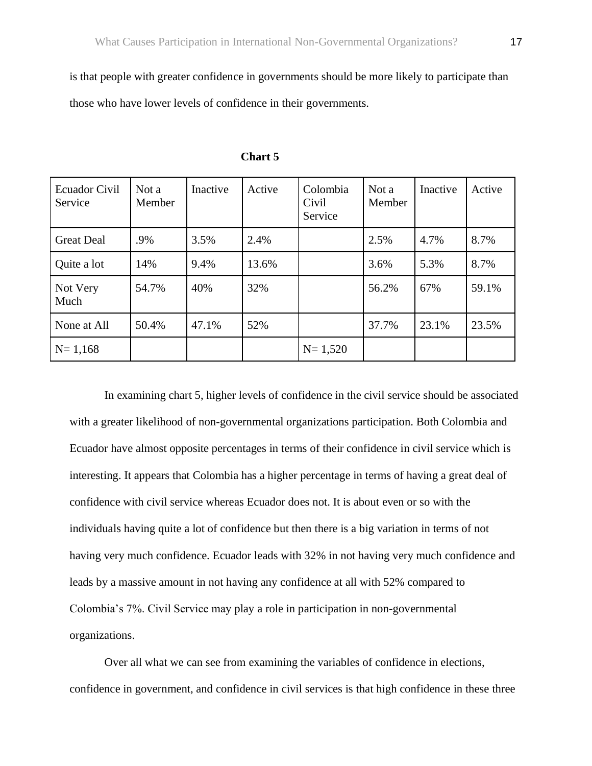is that people with greater confidence in governments should be more likely to participate than those who have lower levels of confidence in their governments.

**Chart 5**

| Ecuador Civil Service | Not a Member | Inactive | Active | Colombia Civil Service | Not a Member | Inactive | Active |
|---|---|---|---|---|---|---|---|
| Great Deal | .9% | 3.5% | 2.4% | | 2.5% | 4.7% | 8.7% |
| Quite a lot | 14% | 9.4% | 13.6% | | 3.6% | 5.3% | 8.7% |
| Not Very Much | 54.7% | 40% | 32% | | 56.2% | 67% | 59.1% |
| None at All | 50.4% | 47.1% | 52% | | 37.7% | 23.1% | 23.5% |
| N= 1,168 | | | | N= 1,520 | | | |

In examining chart 5, higher levels of confidence in the civil service should be associated with a greater likelihood of non-governmental organizations participation. Both Colombia and Ecuador have almost opposite percentages in terms of their confidence in civil service which is interesting. It appears that Colombia has a higher percentage in terms of having a great deal of confidence with civil service whereas Ecuador does not. It is about even or so with the individuals having quite a lot of confidence but then there is a big variation in terms of not having very much confidence. Ecuador leads with 32% in not having very much confidence and leads by a massive amount in not having any confidence at all with 52% compared to Colombia's 7%. Civil Service may play a role in participation in non-governmental organizations.

Over all what we can see from examining the variables of confidence in elections, confidence in government, and confidence in civil services is that high confidence in these three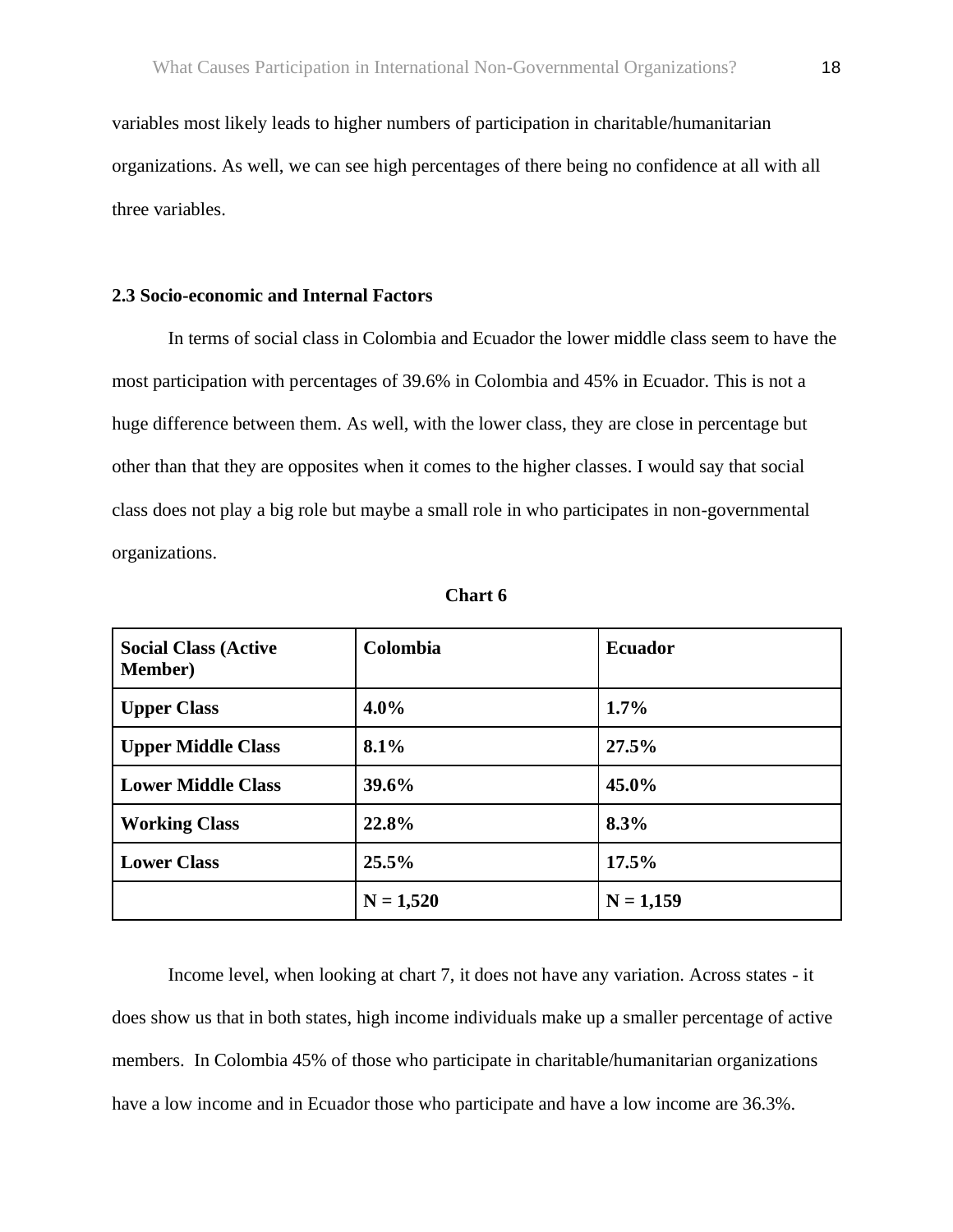variables most likely leads to higher numbers of participation in charitable/humanitarian organizations. As well, we can see high percentages of there being no confidence at all with all three variables.

**2.3 Socio-economic and Internal Factors**

In terms of social class in Colombia and Ecuador the lower middle class seem to have the most participation with percentages of 39.6% in Colombia and 45% in Ecuador. This is not a huge difference between them. As well, with the lower class, they are close in percentage but other than that they are opposites when it comes to the higher classes. I would say that social class does not play a big role but maybe a small role in who participates in non-governmental organizations.

**Chart 6**

| **Social Class (Active Member)** | **Colombia** | **Ecuador** |
|---|---|---|
| **Upper Class** | **4.0%** | **1.7%** |
| **Upper Middle Class** | **8.1%** | **27.5%** |
| **Lower Middle Class** | **39.6%** | **45.0%** |
| **Working Class** | **22.8%** | **8.3%** |
| **Lower Class** | **25.5%** | **17.5%** |
| | **N = 1,520** | **N = 1,159** |

Income level, when looking at chart 7, it does not have any variation. Across states - it does show us that in both states, high income individuals make up a smaller percentage of active members. In Colombia 45% of those who participate in charitable/humanitarian organizations have a low income and in Ecuador those who participate and have a low income are 36.3%.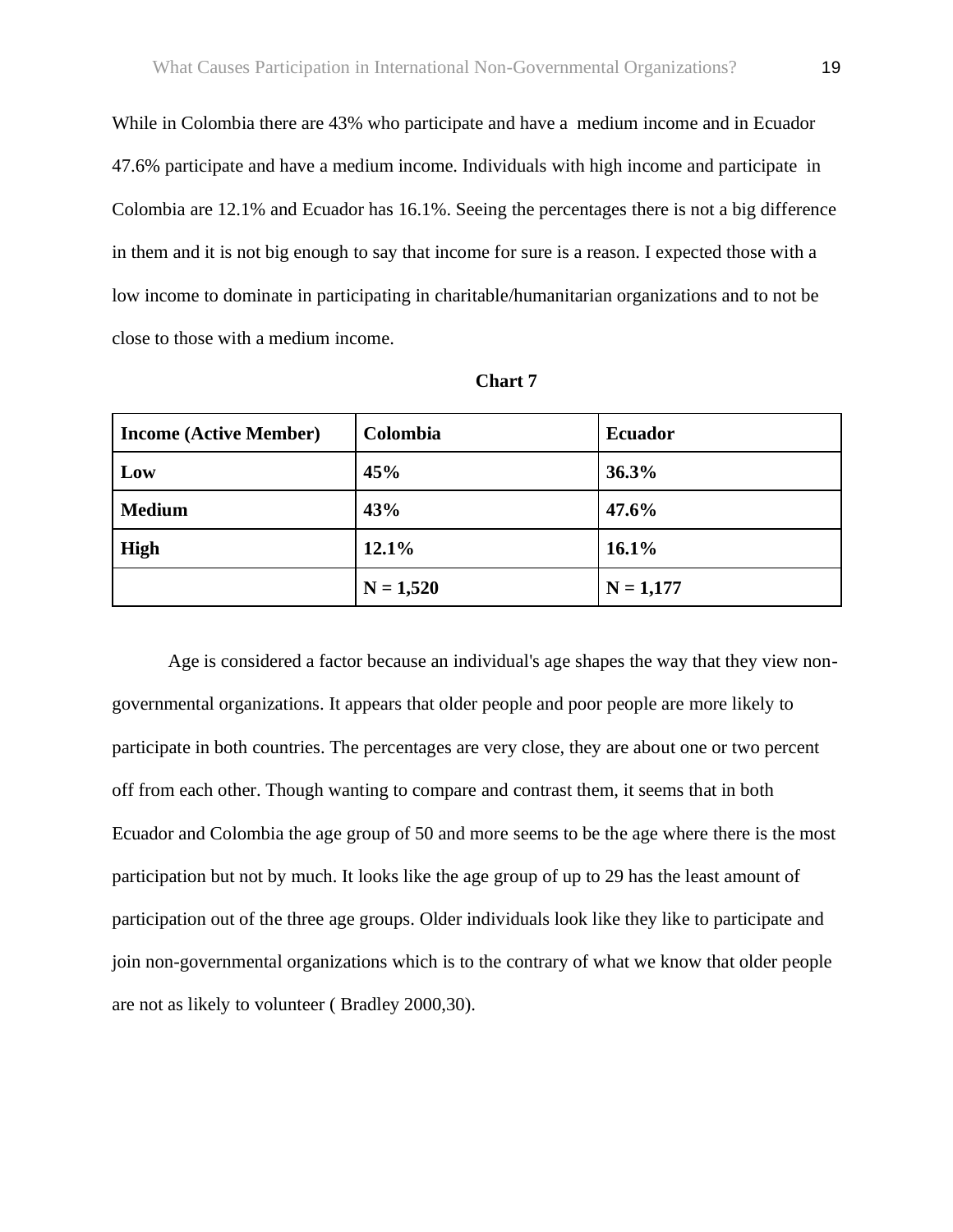While in Colombia there are 43% who participate and have a  medium income and in Ecuador 47.6% participate and have a medium income. Individuals with high income and participate  in Colombia are 12.1% and Ecuador has 16.1%. Seeing the percentages there is not a big difference in them and it is not big enough to say that income for sure is a reason. I expected those with a low income to dominate in participating in charitable/humanitarian organizations and to not be close to those with a medium income.

**Chart 7**

| Income (Active Member) | Colombia | Ecuador |
|---|---|---|
| **Low** | **45%** | **36.3%** |
| **Medium** | **43%** | **47.6%** |
| **High** | **12.1%** | **16.1%** |
| | **N = 1,520** | **N = 1,177** |

Age is considered a factor because an individual's age shapes the way that they view non-governmental organizations. It appears that older people and poor people are more likely to participate in both countries. The percentages are very close, they are about one or two percent off from each other. Though wanting to compare and contrast them, it seems that in both Ecuador and Colombia the age group of 50 and more seems to be the age where there is the most participation but not by much. It looks like the age group of up to 29 has the least amount of participation out of the three age groups. Older individuals look like they like to participate and join non-governmental organizations which is to the contrary of what we know that older people are not as likely to volunteer ( Bradley 2000,30).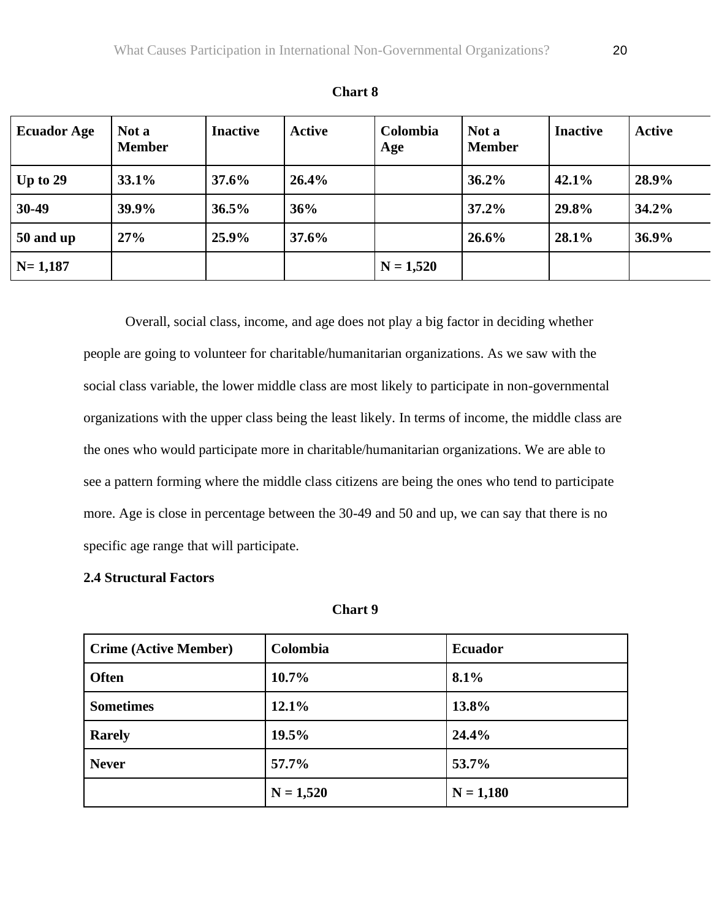**Chart 8**

| Ecuador Age | Not a Member | Inactive | Active | Colombia Age | Not a Member | Inactive | Active |
|---|---|---|---|---|---|---|---|
| **Up to 29** | **33.1%** | **37.6%** | **26.4%** | | **36.2%** | **42.1%** | **28.9%** |
| **30-49** | **39.9%** | **36.5%** | **36%** | | **37.2%** | **29.8%** | **34.2%** |
| **50 and up** | **27%** | **25.9%** | **37.6%** | | **26.6%** | **28.1%** | **36.9%** |
| **N= 1,187** | | | | **N = 1,520** | | | |

Overall, social class, income, and age does not play a big factor in deciding whether people are going to volunteer for charitable/humanitarian organizations. As we saw with the social class variable, the lower middle class are most likely to participate in non-governmental organizations with the upper class being the least likely. In terms of income, the middle class are the ones who would participate more in charitable/humanitarian organizations. We are able to see a pattern forming where the middle class citizens are being the ones who tend to participate more. Age is close in percentage between the 30-49 and 50 and up, we can say that there is no specific age range that will participate.

**2.4 Structural Factors**

**Chart 9**

| Crime (Active Member) | Colombia | Ecuador |
|---|---|---|
| **Often** | **10.7%** | **8.1%** |
| **Sometimes** | **12.1%** | **13.8%** |
| **Rarely** | **19.5%** | **24.4%** |
| **Never** | **57.7%** | **53.7%** |
| | **N = 1,520** | **N = 1,180** |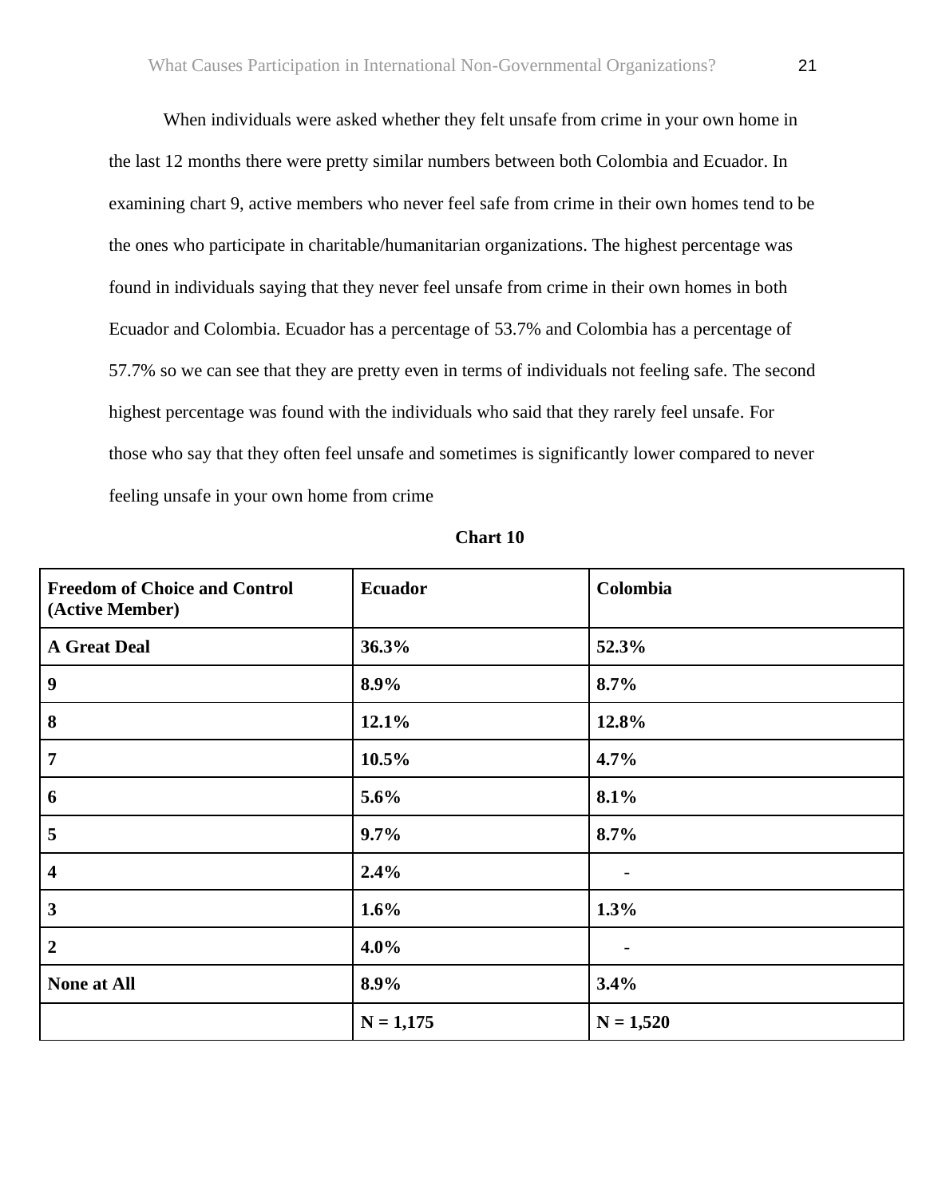When individuals were asked whether they felt unsafe from crime in your own home in the last 12 months there were pretty similar numbers between both Colombia and Ecuador. In examining chart 9, active members who never feel safe from crime in their own homes tend to be the ones who participate in charitable/humanitarian organizations. The highest percentage was found in individuals saying that they never feel unsafe from crime in their own homes in both Ecuador and Colombia. Ecuador has a percentage of 53.7% and Colombia has a percentage of 57.7% so we can see that they are pretty even in terms of individuals not feeling safe. The second highest percentage was found with the individuals who said that they rarely feel unsafe. For those who say that they often feel unsafe and sometimes is significantly lower compared to never feeling unsafe in your own home from crime

**Chart 10**

| Freedom of Choice and Control (Active Member) | Ecuador | Colombia |
|---|---|---|
| A Great Deal | 36.3% | 52.3% |
| 9 | 8.9% | 8.7% |
| 8 | 12.1% | 12.8% |
| 7 | 10.5% | 4.7% |
| 6 | 5.6% | 8.1% |
| 5 | 9.7% | 8.7% |
| 4 | 2.4% | - |
| 3 | 1.6% | 1.3% |
| 2 | 4.0% | - |
| None at All | 8.9% | 3.4% |
| | N = 1,175 | N = 1,520 |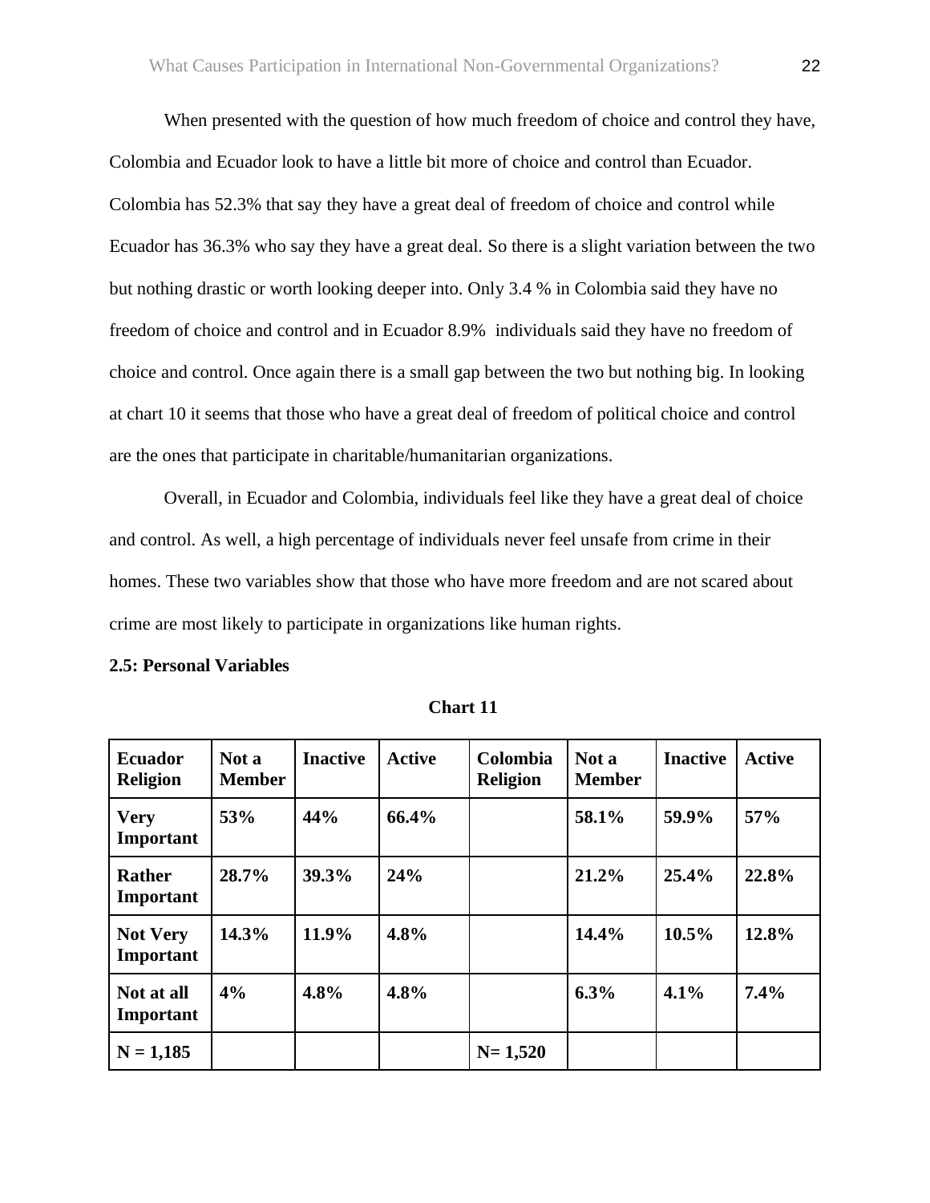When presented with the question of how much freedom of choice and control they have, Colombia and Ecuador look to have a little bit more of choice and control than Ecuador. Colombia has 52.3% that say they have a great deal of freedom of choice and control while Ecuador has 36.3% who say they have a great deal. So there is a slight variation between the two but nothing drastic or worth looking deeper into. Only 3.4 % in Colombia said they have no freedom of choice and control and in Ecuador 8.9% individuals said they have no freedom of choice and control. Once again there is a small gap between the two but nothing big. In looking at chart 10 it seems that those who have a great deal of freedom of political choice and control are the ones that participate in charitable/humanitarian organizations.

Overall, in Ecuador and Colombia, individuals feel like they have a great deal of choice and control. As well, a high percentage of individuals never feel unsafe from crime in their homes. These two variables show that those who have more freedom and are not scared about crime are most likely to participate in organizations like human rights.

**2.5: Personal Variables**

**Chart 11**

| Ecuador Religion | Not a Member | Inactive | Active | Colombia Religion | Not a Member | Inactive | Active |
|---|---|---|---|---|---|---|---|
| Very Important | 53% | 44% | 66.4% | | 58.1% | 59.9% | 57% |
| Rather Important | 28.7% | 39.3% | 24% | | 21.2% | 25.4% | 22.8% |
| Not Very Important | 14.3% | 11.9% | 4.8% | | 14.4% | 10.5% | 12.8% |
| Not at all Important | 4% | 4.8% | 4.8% | | 6.3% | 4.1% | 7.4% |
| N = 1,185 | | | | N= 1,520 | | | |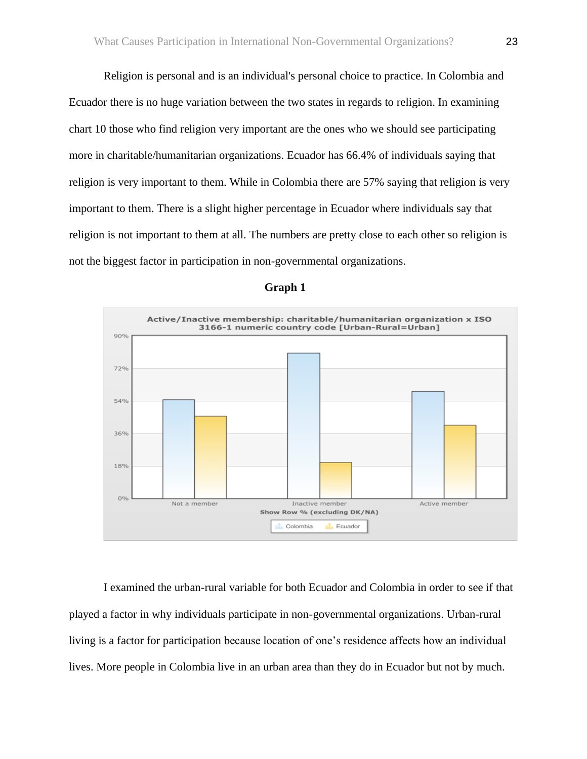Religion is personal and is an individual's personal choice to practice. In Colombia and Ecuador there is no huge variation between the two states in regards to religion. In examining chart 10 those who find religion very important are the ones who we should see participating more in charitable/humanitarian organizations. Ecuador has 66.4% of individuals saying that religion is very important to them. While in Colombia there are 57% saying that religion is very important to them. There is a slight higher percentage in Ecuador where individuals say that religion is not important to them at all. The numbers are pretty close to each other so religion is not the biggest factor in participation in non-governmental organizations.

**Graph 1**

I examined the urban-rural variable for both Ecuador and Colombia in order to see if that played a factor in why individuals participate in non-governmental organizations. Urban-rural living is a factor for participation because location of one's residence affects how an individual lives. More people in Colombia live in an urban area than they do in Ecuador but not by much.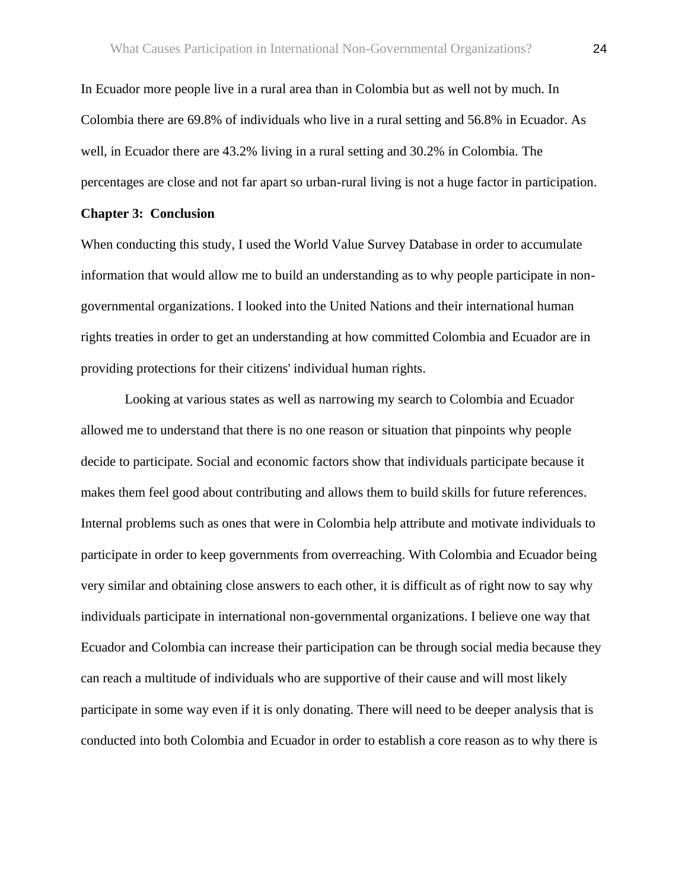In Ecuador more people live in a rural area than in Colombia but as well not by much. In Colombia there are 69.8% of individuals who live in a rural setting and 56.8% in Ecuador. As well, in Ecuador there are 43.2% living in a rural setting and 30.2% in Colombia. The percentages are close and not far apart so urban-rural living is not a huge factor in participation.

**Chapter 3: Conclusion**

When conducting this study, I used the World Value Survey Database in order to accumulate information that would allow me to build an understanding as to why people participate in non-governmental organizations. I looked into the United Nations and their international human rights treaties in order to get an understanding at how committed Colombia and Ecuador are in providing protections for their citizens' individual human rights.

Looking at various states as well as narrowing my search to Colombia and Ecuador allowed me to understand that there is no one reason or situation that pinpoints why people decide to participate. Social and economic factors show that individuals participate because it makes them feel good about contributing and allows them to build skills for future references. Internal problems such as ones that were in Colombia help attribute and motivate individuals to participate in order to keep governments from overreaching. With Colombia and Ecuador being very similar and obtaining close answers to each other, it is difficult as of right now to say why individuals participate in international non-governmental organizations. I believe one way that Ecuador and Colombia can increase their participation can be through social media because they can reach a multitude of individuals who are supportive of their cause and will most likely participate in some way even if it is only donating. There will need to be deeper analysis that is conducted into both Colombia and Ecuador in order to establish a core reason as to why there is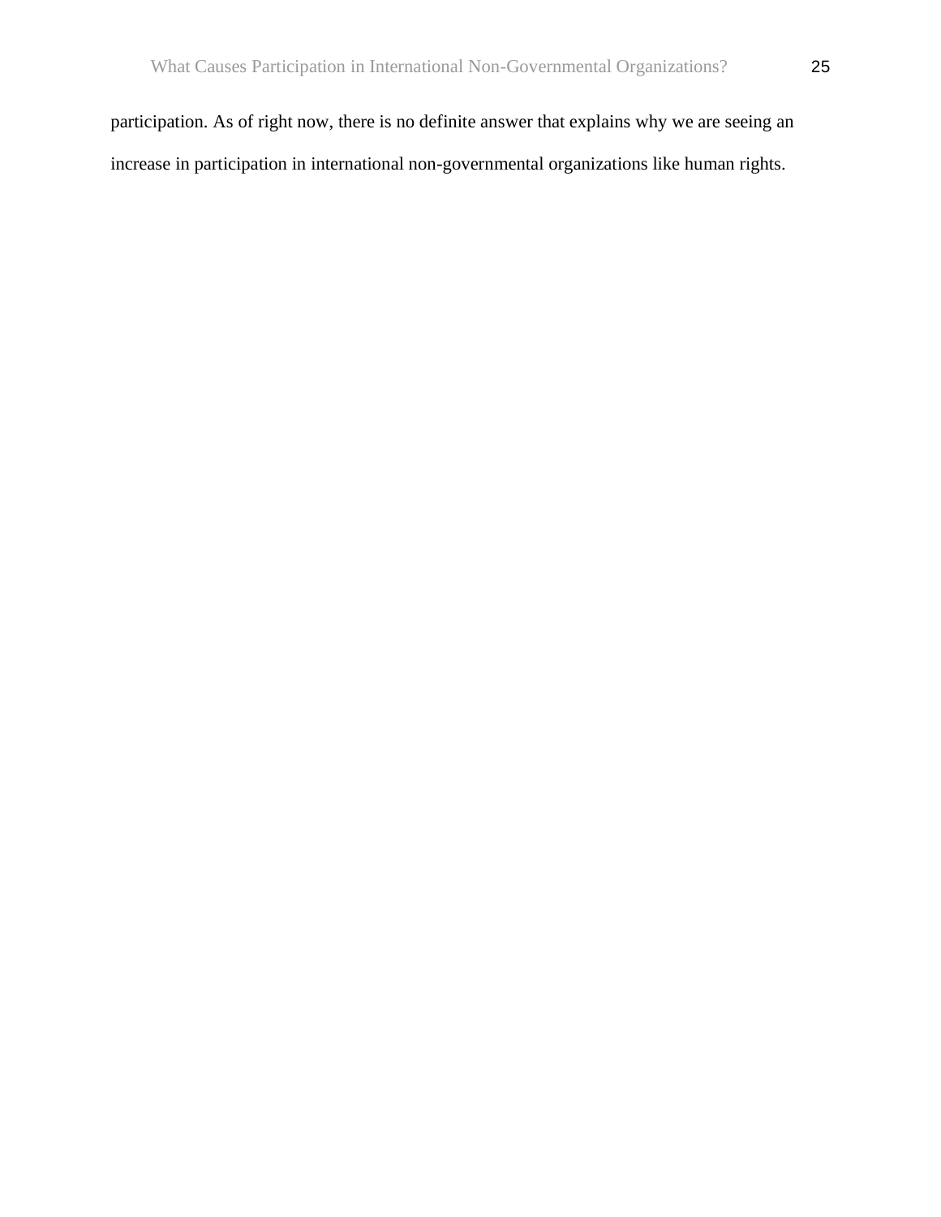participation. As of right now, there is no definite answer that explains why we are seeing an increase in participation in international non-governmental organizations like human rights.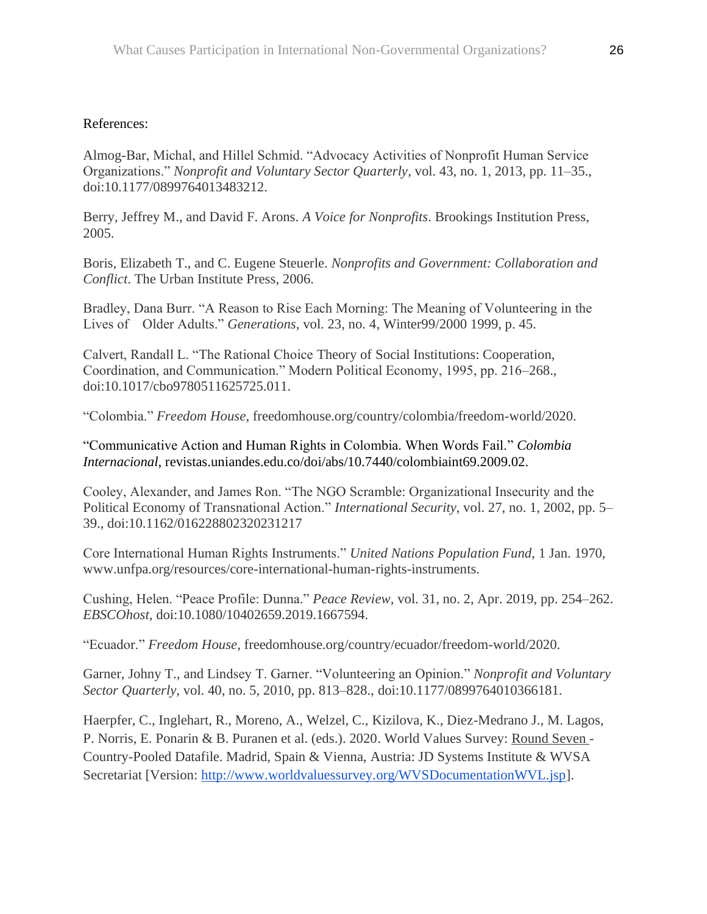References:

Almog-Bar, Michal, and Hillel Schmid. "Advocacy Activities of Nonprofit Human Service Organizations." *Nonprofit and Voluntary Sector Quarterly*, vol. 43, no. 1, 2013, pp. 11–35., doi:10.1177/0899764013483212.

Berry, Jeffrey M., and David F. Arons. *A Voice for Nonprofits*. Brookings Institution Press, 2005.

Boris, Elizabeth T., and C. Eugene Steuerle. *Nonprofits and Government: Collaboration and Conflict*. The Urban Institute Press, 2006.

Bradley, Dana Burr. "A Reason to Rise Each Morning: The Meaning of Volunteering in the Lives of Older Adults." *Generations*, vol. 23, no. 4, Winter99/2000 1999, p. 45.

Calvert, Randall L. "The Rational Choice Theory of Social Institutions: Cooperation, Coordination, and Communication." Modern Political Economy, 1995, pp. 216–268., doi:10.1017/cbo9780511625725.011.

"Colombia." *Freedom House*, freedomhouse.org/country/colombia/freedom-world/2020.

"Communicative Action and Human Rights in Colombia. When Words Fail." *Colombia Internacional*, revistas.uniandes.edu.co/doi/abs/10.7440/colombiaint69.2009.02.

Cooley, Alexander, and James Ron. "The NGO Scramble: Organizational Insecurity and the Political Economy of Transnational Action." *International Security*, vol. 27, no. 1, 2002, pp. 5–39., doi:10.1162/016228802320231217

Core International Human Rights Instruments." *United Nations Population Fund*, 1 Jan. 1970, www.unfpa.org/resources/core-international-human-rights-instruments.

Cushing, Helen. "Peace Profile: Dunna." *Peace Review*, vol. 31, no. 2, Apr. 2019, pp. 254–262. *EBSCOhost*, doi:10.1080/10402659.2019.1667594.

"Ecuador." *Freedom House*, freedomhouse.org/country/ecuador/freedom-world/2020.

Garner, Johny T., and Lindsey T. Garner. "Volunteering an Opinion." *Nonprofit and Voluntary Sector Quarterly*, vol. 40, no. 5, 2010, pp. 813–828., doi:10.1177/0899764010366181.

Haerpfer, C., Inglehart, R., Moreno, A., Welzel, C., Kizilova, K., Diez-Medrano J., M. Lagos, P. Norris, E. Ponarin & B. Puranen et al. (eds.). 2020. World Values Survey: Round Seven - Country-Pooled Datafile. Madrid, Spain & Vienna, Austria: JD Systems Institute & WVSA Secretariat [Version: http://www.worldvaluessurvey.org/WVSDocumentationWVL.jsp].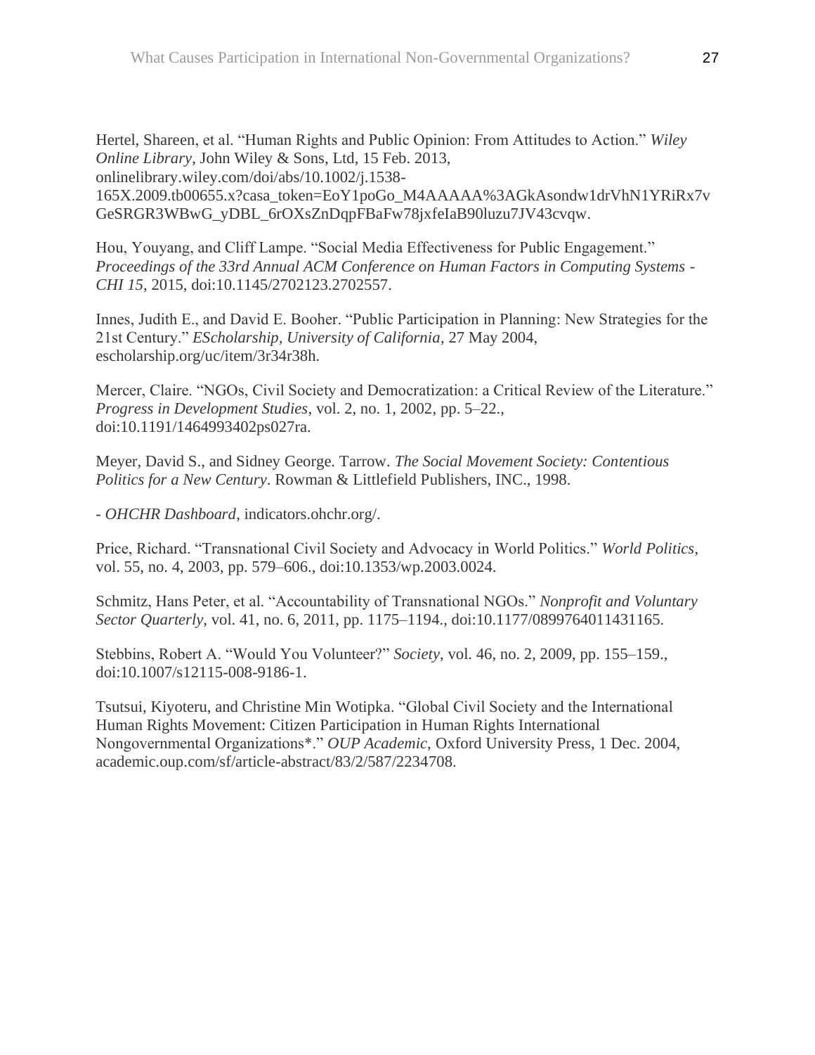Hertel, Shareen, et al. "Human Rights and Public Opinion: From Attitudes to Action." *Wiley Online Library*, John Wiley & Sons, Ltd, 15 Feb. 2013, onlinelibrary.wiley.com/doi/abs/10.1002/j.1538-165X.2009.tb00655.x?casa_token=EoY1poGo_M4AAAAA%3AGkAsondw1drVhN1YRiRx7vGeSRGR3WBwG_yDBL_6rOXsZnDqpFBaFw78jxfeIaB90luzu7JV43cvqw.

Hou, Youyang, and Cliff Lampe. "Social Media Effectiveness for Public Engagement." *Proceedings of the 33rd Annual ACM Conference on Human Factors in Computing Systems - CHI 15*, 2015, doi:10.1145/2702123.2702557.

Innes, Judith E., and David E. Booher. "Public Participation in Planning: New Strategies for the 21st Century." *EScholarship, University of California*, 27 May 2004, escholarship.org/uc/item/3r34r38h.

Mercer, Claire. "NGOs, Civil Society and Democratization: a Critical Review of the Literature." *Progress in Development Studies*, vol. 2, no. 1, 2002, pp. 5–22., doi:10.1191/1464993402ps027ra.

Meyer, David S., and Sidney George. Tarrow. *The Social Movement Society: Contentious Politics for a New Century*. Rowman & Littlefield Publishers, INC., 1998.

- *OHCHR Dashboard*, indicators.ohchr.org/.

Price, Richard. "Transnational Civil Society and Advocacy in World Politics." *World Politics*, vol. 55, no. 4, 2003, pp. 579–606., doi:10.1353/wp.2003.0024.

Schmitz, Hans Peter, et al. "Accountability of Transnational NGOs." *Nonprofit and Voluntary Sector Quarterly*, vol. 41, no. 6, 2011, pp. 1175–1194., doi:10.1177/0899764011431165.

Stebbins, Robert A. "Would You Volunteer?" *Society*, vol. 46, no. 2, 2009, pp. 155–159., doi:10.1007/s12115-008-9186-1.

Tsutsui, Kiyoteru, and Christine Min Wotipka. "Global Civil Society and the International Human Rights Movement: Citizen Participation in Human Rights International Nongovernmental Organizations*." *OUP Academic*, Oxford University Press, 1 Dec. 2004, academic.oup.com/sf/article-abstract/83/2/587/2234708.